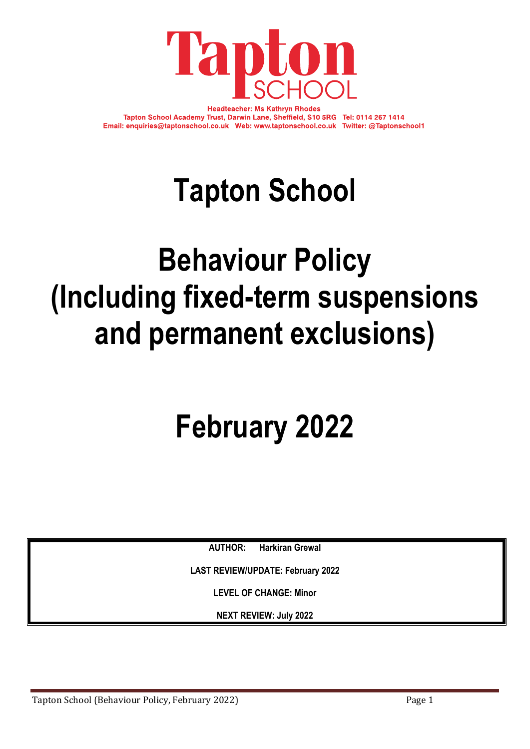Headteacher: Ms Kathryn Rhodes
Tapton School Academy Trust, Darwin Lane, Sheffield, S10 5RG Tel: 0114 267 1414
Email: enquiries@taptonschool.co.uk Web: www.taptonschool.co.uk Twitter: @Taptonschool1

# Tapton School

# Behaviour Policy (Including fixed-term suspensions and permanent exclusions)

# February 2022

**AUTHOR:** Harkiran Grewal

**LAST REVIEW/UPDATE: February 2022**

**LEVEL OF CHANGE: Minor**

**NEXT REVIEW: July 2022**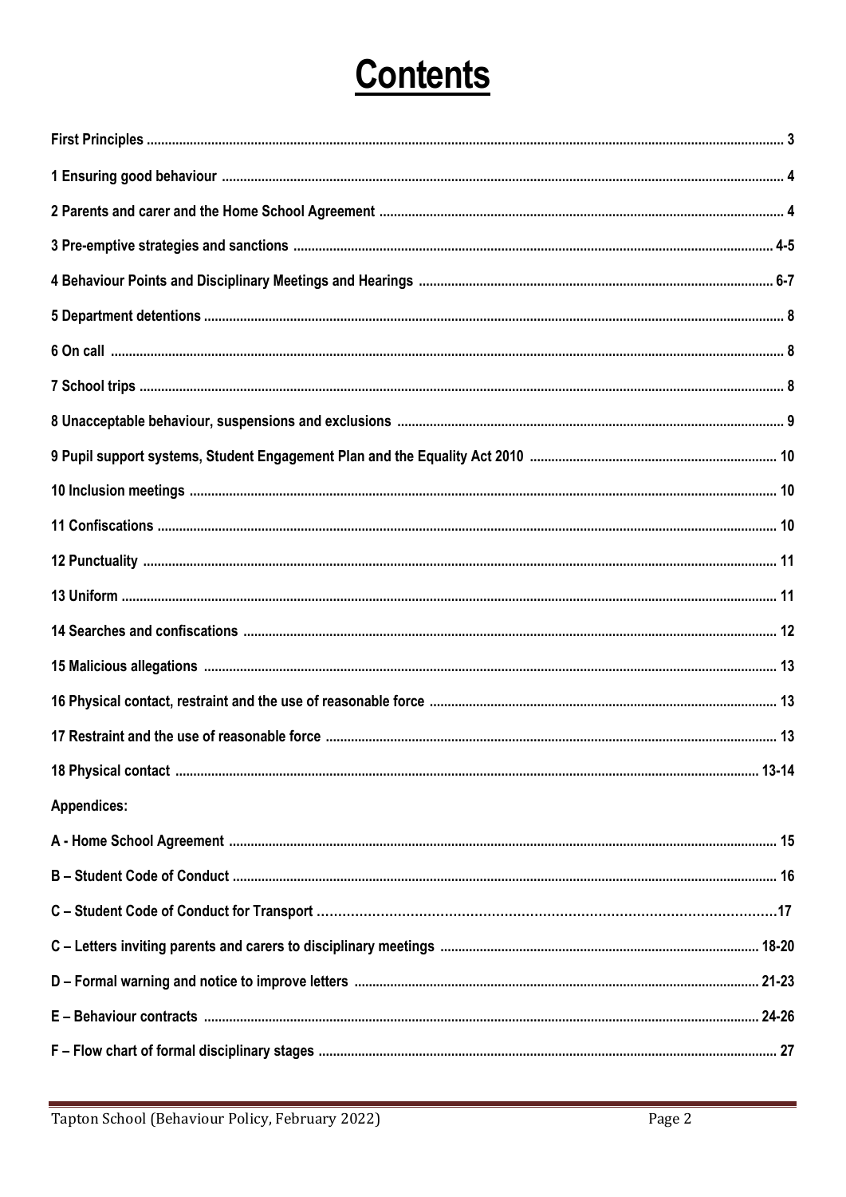# Contents

| | |
|---|---|
| **First Principles** | **3** |
| **1 Ensuring good behaviour** | **4** |
| **2 Parents and carer and the Home School Agreement** | **4** |
| **3 Pre-emptive strategies and sanctions** | **4-5** |
| **4 Behaviour Points and Disciplinary Meetings and Hearings** | **6-7** |
| **5 Department detentions** | **8** |
| **6 On call** | **8** |
| **7 School trips** | **8** |
| **8 Unacceptable behaviour, suspensions and exclusions** | **9** |
| **9 Pupil support systems, Student Engagement Plan and the Equality Act 2010** | **10** |
| **10 Inclusion meetings** | **10** |
| **11 Confiscations** | **10** |
| **12 Punctuality** | **11** |
| **13 Uniform** | **11** |
| **14 Searches and confiscations** | **12** |
| **15 Malicious allegations** | **13** |
| **16 Physical contact, restraint and the use of reasonable force** | **13** |
| **17 Restraint and the use of reasonable force** | **13** |
| **18 Physical contact** | **13-14** |
| **Appendices:** | |
| **A - Home School Agreement** | **15** |
| **B – Student Code of Conduct** | **16** |
| **C – Student Code of Conduct for Transport** | **17** |
| **C – Letters inviting parents and carers to disciplinary meetings** | **18-20** |
| **D – Formal warning and notice to improve letters** | **21-23** |
| **E – Behaviour contracts** | **24-26** |
| **F – Flow chart of formal disciplinary stages** | **27** |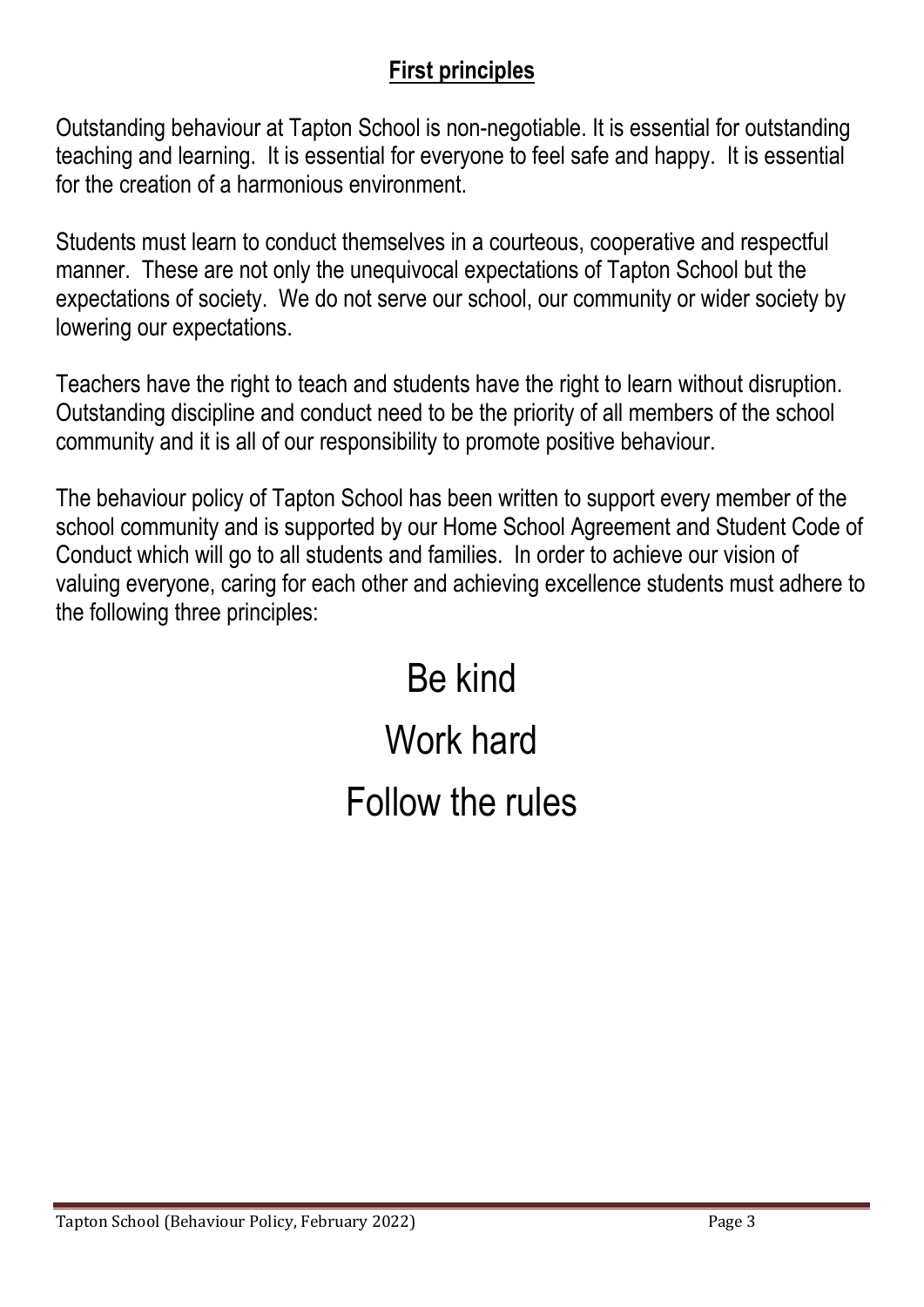## First principles

Outstanding behaviour at Tapton School is non-negotiable. It is essential for outstanding teaching and learning. It is essential for everyone to feel safe and happy. It is essential for the creation of a harmonious environment.

Students must learn to conduct themselves in a courteous, cooperative and respectful manner. These are not only the unequivocal expectations of Tapton School but the expectations of society. We do not serve our school, our community or wider society by lowering our expectations.

Teachers have the right to teach and students have the right to learn without disruption. Outstanding discipline and conduct need to be the priority of all members of the school community and it is all of our responsibility to promote positive behaviour.

The behaviour policy of Tapton School has been written to support every member of the school community and is supported by our Home School Agreement and Student Code of Conduct which will go to all students and families. In order to achieve our vision of valuing everyone, caring for each other and achieving excellence students must adhere to the following three principles:

Be kind

Work hard

Follow the rules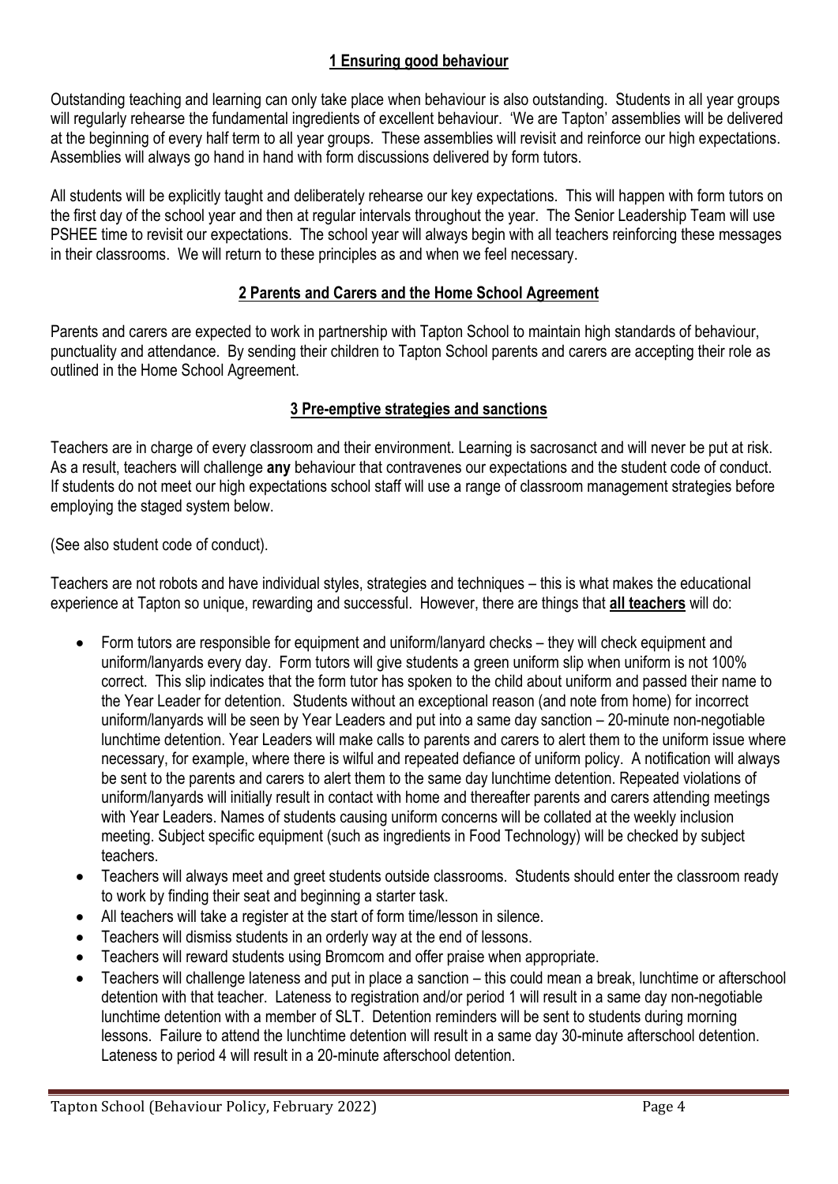## 1 Ensuring good behaviour

Outstanding teaching and learning can only take place when behaviour is also outstanding. Students in all year groups will regularly rehearse the fundamental ingredients of excellent behaviour. 'We are Tapton' assemblies will be delivered at the beginning of every half term to all year groups. These assemblies will revisit and reinforce our high expectations. Assemblies will always go hand in hand with form discussions delivered by form tutors.

All students will be explicitly taught and deliberately rehearse our key expectations. This will happen with form tutors on the first day of the school year and then at regular intervals throughout the year. The Senior Leadership Team will use PSHEE time to revisit our expectations. The school year will always begin with all teachers reinforcing these messages in their classrooms. We will return to these principles as and when we feel necessary.

## 2 Parents and Carers and the Home School Agreement

Parents and carers are expected to work in partnership with Tapton School to maintain high standards of behaviour, punctuality and attendance. By sending their children to Tapton School parents and carers are accepting their role as outlined in the Home School Agreement.

## 3 Pre-emptive strategies and sanctions

Teachers are in charge of every classroom and their environment. Learning is sacrosanct and will never be put at risk. As a result, teachers will challenge **any** behaviour that contravenes our expectations and the student code of conduct. If students do not meet our high expectations school staff will use a range of classroom management strategies before employing the staged system below.

(See also student code of conduct).

Teachers are not robots and have individual styles, strategies and techniques – this is what makes the educational experience at Tapton so unique, rewarding and successful. However, there are things that **all teachers** will do:

- Form tutors are responsible for equipment and uniform/lanyard checks – they will check equipment and uniform/lanyards every day. Form tutors will give students a green uniform slip when uniform is not 100% correct. This slip indicates that the form tutor has spoken to the child about uniform and passed their name to the Year Leader for detention. Students without an exceptional reason (and note from home) for incorrect uniform/lanyards will be seen by Year Leaders and put into a same day sanction – 20-minute non-negotiable lunchtime detention. Year Leaders will make calls to parents and carers to alert them to the uniform issue where necessary, for example, where there is wilful and repeated defiance of uniform policy. A notification will always be sent to the parents and carers to alert them to the same day lunchtime detention. Repeated violations of uniform/lanyards will initially result in contact with home and thereafter parents and carers attending meetings with Year Leaders. Names of students causing uniform concerns will be collated at the weekly inclusion meeting. Subject specific equipment (such as ingredients in Food Technology) will be checked by subject teachers.
- Teachers will always meet and greet students outside classrooms. Students should enter the classroom ready to work by finding their seat and beginning a starter task.
- All teachers will take a register at the start of form time/lesson in silence.
- Teachers will dismiss students in an orderly way at the end of lessons.
- Teachers will reward students using Bromcom and offer praise when appropriate.
- Teachers will challenge lateness and put in place a sanction – this could mean a break, lunchtime or afterschool detention with that teacher. Lateness to registration and/or period 1 will result in a same day non-negotiable lunchtime detention with a member of SLT. Detention reminders will be sent to students during morning lessons. Failure to attend the lunchtime detention will result in a same day 30-minute afterschool detention. Lateness to period 4 will result in a 20-minute afterschool detention.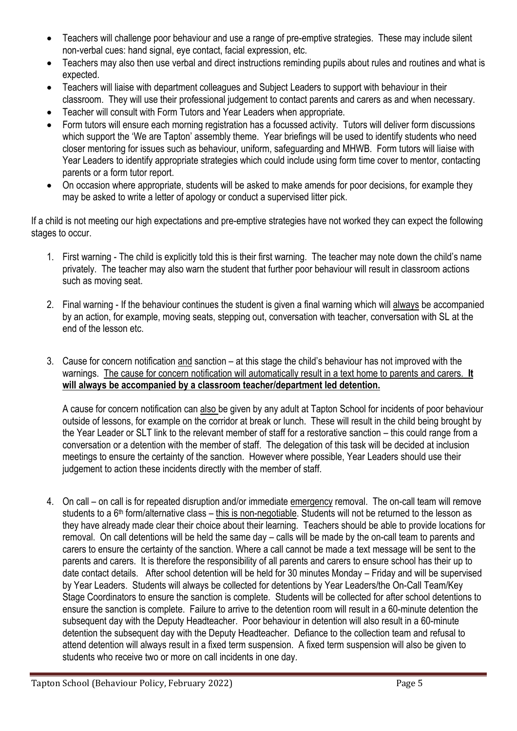- Teachers will challenge poor behaviour and use a range of pre-emptive strategies. These may include silent non-verbal cues: hand signal, eye contact, facial expression, etc.
- Teachers may also then use verbal and direct instructions reminding pupils about rules and routines and what is expected.
- Teachers will liaise with department colleagues and Subject Leaders to support with behaviour in their classroom. They will use their professional judgement to contact parents and carers as and when necessary.
- Teacher will consult with Form Tutors and Year Leaders when appropriate.
- Form tutors will ensure each morning registration has a focussed activity. Tutors will deliver form discussions which support the 'We are Tapton' assembly theme. Year briefings will be used to identify students who need closer mentoring for issues such as behaviour, uniform, safeguarding and MHWB. Form tutors will liaise with Year Leaders to identify appropriate strategies which could include using form time cover to mentor, contacting parents or a form tutor report.
- On occasion where appropriate, students will be asked to make amends for poor decisions, for example they may be asked to write a letter of apology or conduct a supervised litter pick.

If a child is not meeting our high expectations and pre-emptive strategies have not worked they can expect the following stages to occur.

1. First warning - The child is explicitly told this is their first warning. The teacher may note down the child's name privately. The teacher may also warn the student that further poor behaviour will result in classroom actions such as moving seat.

2. Final warning - If the behaviour continues the student is given a final warning which will always be accompanied by an action, for example, moving seats, stepping out, conversation with teacher, conversation with SL at the end of the lesson etc.

3. Cause for concern notification and sanction – at this stage the child's behaviour has not improved with the warnings. The cause for concern notification will automatically result in a text home to parents and carers. **It will always be accompanied by a classroom teacher/department led detention.**

   A cause for concern notification can also be given by any adult at Tapton School for incidents of poor behaviour outside of lessons, for example on the corridor at break or lunch. These will result in the child being brought by the Year Leader or SLT link to the relevant member of staff for a restorative sanction – this could range from a conversation or a detention with the member of staff. The delegation of this task will be decided at inclusion meetings to ensure the certainty of the sanction. However where possible, Year Leaders should use their judgement to action these incidents directly with the member of staff.

4. On call – on call is for repeated disruption and/or immediate emergency removal. The on-call team will remove students to a 6th form/alternative class – this is non-negotiable. Students will not be returned to the lesson as they have already made clear their choice about their learning. Teachers should be able to provide locations for removal. On call detentions will be held the same day – calls will be made by the on-call team to parents and carers to ensure the certainty of the sanction. Where a call cannot be made a text message will be sent to the parents and carers. It is therefore the responsibility of all parents and carers to ensure school has their up to date contact details. After school detention will be held for 30 minutes Monday – Friday and will be supervised by Year Leaders. Students will always be collected for detentions by Year Leaders/the On-Call Team/Key Stage Coordinators to ensure the sanction is complete. Students will be collected for after school detentions to ensure the sanction is complete. Failure to arrive to the detention room will result in a 60-minute detention the subsequent day with the Deputy Headteacher. Poor behaviour in detention will also result in a 60-minute detention the subsequent day with the Deputy Headteacher. Defiance to the collection team and refusal to attend detention will always result in a fixed term suspension. A fixed term suspension will also be given to students who receive two or more on call incidents in one day.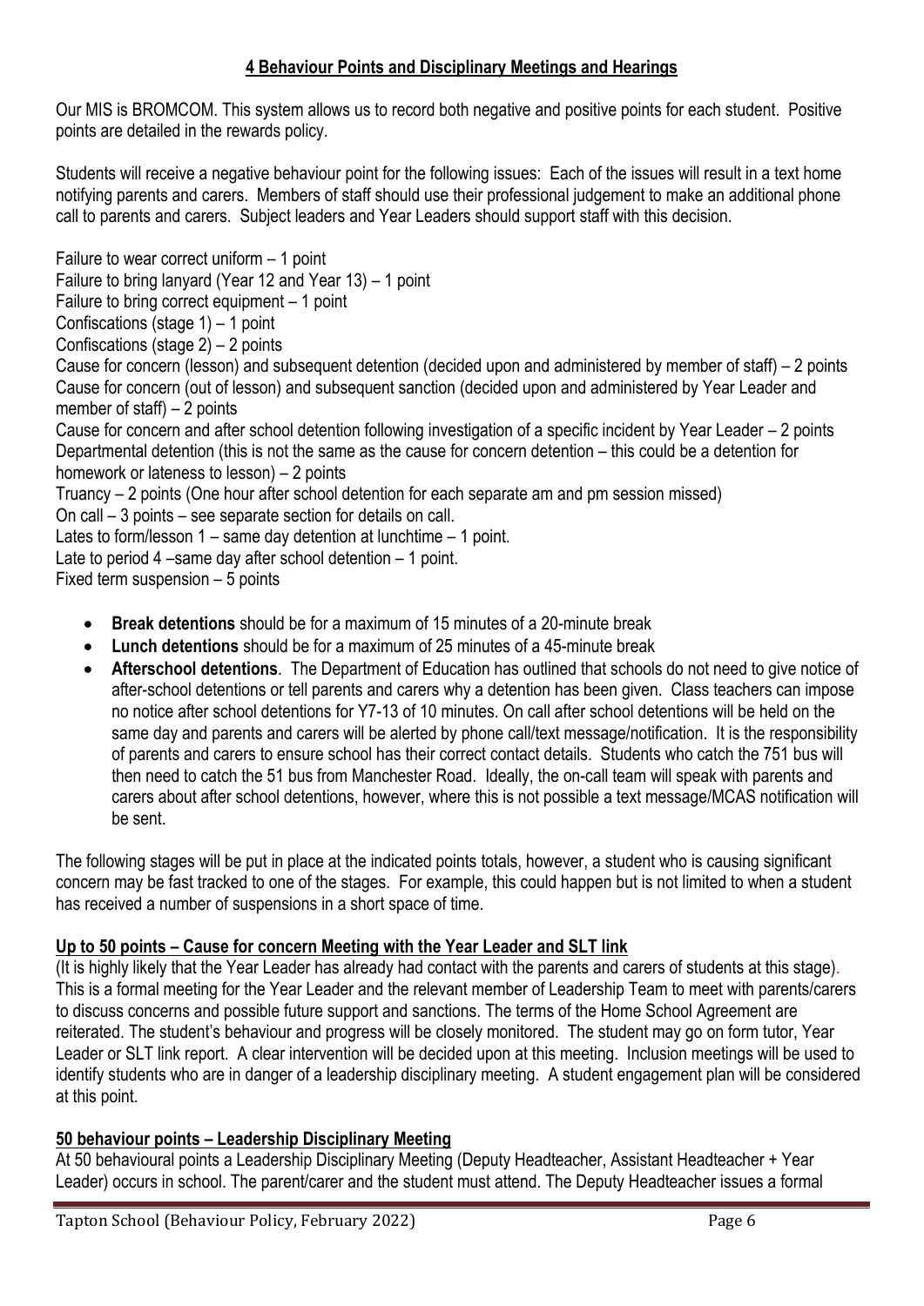## 4 Behaviour Points and Disciplinary Meetings and Hearings

Our MIS is BROMCOM. This system allows us to record both negative and positive points for each student. Positive points are detailed in the rewards policy.

Students will receive a negative behaviour point for the following issues: Each of the issues will result in a text home notifying parents and carers. Members of staff should use their professional judgement to make an additional phone call to parents and carers. Subject leaders and Year Leaders should support staff with this decision.

Failure to wear correct uniform – 1 point
Failure to bring lanyard (Year 12 and Year 13) – 1 point
Failure to bring correct equipment – 1 point
Confiscations (stage 1) – 1 point
Confiscations (stage 2) – 2 points
Cause for concern (lesson) and subsequent detention (decided upon and administered by member of staff) – 2 points
Cause for concern (out of lesson) and subsequent sanction (decided upon and administered by Year Leader and member of staff) – 2 points
Cause for concern and after school detention following investigation of a specific incident by Year Leader – 2 points
Departmental detention (this is not the same as the cause for concern detention – this could be a detention for homework or lateness to lesson) – 2 points
Truancy – 2 points (One hour after school detention for each separate am and pm session missed)
On call – 3 points – see separate section for details on call.
Lates to form/lesson 1 – same day detention at lunchtime – 1 point.
Late to period 4 –same day after school detention – 1 point.
Fixed term suspension – 5 points

- **Break detentions** should be for a maximum of 15 minutes of a 20-minute break
- **Lunch detentions** should be for a maximum of 25 minutes of a 45-minute break
- **Afterschool detentions**. The Department of Education has outlined that schools do not need to give notice of after-school detentions or tell parents and carers why a detention has been given. Class teachers can impose no notice after school detentions for Y7-13 of 10 minutes. On call after school detentions will be held on the same day and parents and carers will be alerted by phone call/text message/notification. It is the responsibility of parents and carers to ensure school has their correct contact details. Students who catch the 751 bus will then need to catch the 51 bus from Manchester Road. Ideally, the on-call team will speak with parents and carers about after school detentions, however, where this is not possible a text message/MCAS notification will be sent.

The following stages will be put in place at the indicated points totals, however, a student who is causing significant concern may be fast tracked to one of the stages. For example, this could happen but is not limited to when a student has received a number of suspensions in a short space of time.

### Up to 50 points – Cause for concern Meeting with the Year Leader and SLT link

(It is highly likely that the Year Leader has already had contact with the parents and carers of students at this stage). This is a formal meeting for the Year Leader and the relevant member of Leadership Team to meet with parents/carers to discuss concerns and possible future support and sanctions. The terms of the Home School Agreement are reiterated. The student's behaviour and progress will be closely monitored. The student may go on form tutor, Year Leader or SLT link report. A clear intervention will be decided upon at this meeting. Inclusion meetings will be used to identify students who are in danger of a leadership disciplinary meeting. A student engagement plan will be considered at this point.

### 50 behaviour points – Leadership Disciplinary Meeting

At 50 behavioural points a Leadership Disciplinary Meeting (Deputy Headteacher, Assistant Headteacher + Year Leader) occurs in school. The parent/carer and the student must attend. The Deputy Headteacher issues a formal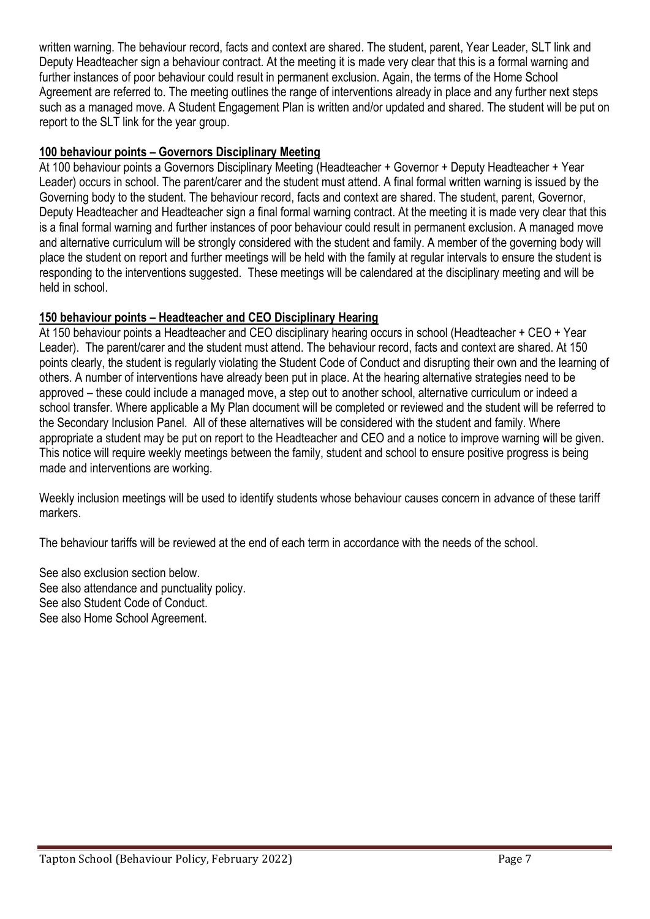written warning. The behaviour record, facts and context are shared. The student, parent, Year Leader, SLT link and Deputy Headteacher sign a behaviour contract. At the meeting it is made very clear that this is a formal warning and further instances of poor behaviour could result in permanent exclusion. Again, the terms of the Home School Agreement are referred to. The meeting outlines the range of interventions already in place and any further next steps such as a managed move. A Student Engagement Plan is written and/or updated and shared. The student will be put on report to the SLT link for the year group.

**<u>100 behaviour points – Governors Disciplinary Meeting</u>**

At 100 behaviour points a Governors Disciplinary Meeting (Headteacher + Governor + Deputy Headteacher + Year Leader) occurs in school. The parent/carer and the student must attend. A final formal written warning is issued by the Governing body to the student. The behaviour record, facts and context are shared. The student, parent, Governor, Deputy Headteacher and Headteacher sign a final formal warning contract. At the meeting it is made very clear that this is a final formal warning and further instances of poor behaviour could result in permanent exclusion. A managed move and alternative curriculum will be strongly considered with the student and family. A member of the governing body will place the student on report and further meetings will be held with the family at regular intervals to ensure the student is responding to the interventions suggested. These meetings will be calendared at the disciplinary meeting and will be held in school.

**<u>150 behaviour points – Headteacher and CEO Disciplinary Hearing</u>**

At 150 behaviour points a Headteacher and CEO disciplinary hearing occurs in school (Headteacher + CEO + Year Leader). The parent/carer and the student must attend. The behaviour record, facts and context are shared. At 150 points clearly, the student is regularly violating the Student Code of Conduct and disrupting their own and the learning of others. A number of interventions have already been put in place. At the hearing alternative strategies need to be approved – these could include a managed move, a step out to another school, alternative curriculum or indeed a school transfer. Where applicable a My Plan document will be completed or reviewed and the student will be referred to the Secondary Inclusion Panel. All of these alternatives will be considered with the student and family. Where appropriate a student may be put on report to the Headteacher and CEO and a notice to improve warning will be given. This notice will require weekly meetings between the family, student and school to ensure positive progress is being made and interventions are working.

Weekly inclusion meetings will be used to identify students whose behaviour causes concern in advance of these tariff markers.

The behaviour tariffs will be reviewed at the end of each term in accordance with the needs of the school.

See also exclusion section below.
See also attendance and punctuality policy.
See also Student Code of Conduct.
See also Home School Agreement.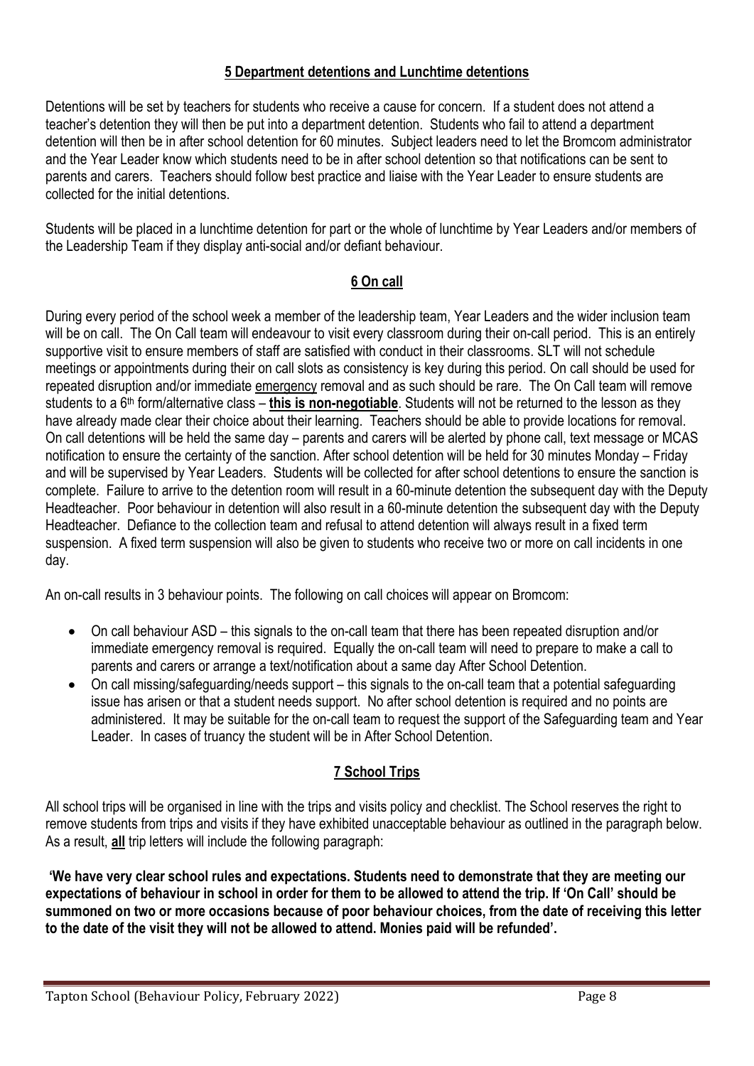## 5 Department detentions and Lunchtime detentions

Detentions will be set by teachers for students who receive a cause for concern. If a student does not attend a teacher's detention they will then be put into a department detention. Students who fail to attend a department detention will then be in after school detention for 60 minutes. Subject leaders need to let the Bromcom administrator and the Year Leader know which students need to be in after school detention so that notifications can be sent to parents and carers. Teachers should follow best practice and liaise with the Year Leader to ensure students are collected for the initial detentions.

Students will be placed in a lunchtime detention for part or the whole of lunchtime by Year Leaders and/or members of the Leadership Team if they display anti-social and/or defiant behaviour.

## 6 On call

During every period of the school week a member of the leadership team, Year Leaders and the wider inclusion team will be on call. The On Call team will endeavour to visit every classroom during their on-call period. This is an entirely supportive visit to ensure members of staff are satisfied with conduct in their classrooms. SLT will not schedule meetings or appointments during their on call slots as consistency is key during this period. On call should be used for repeated disruption and/or immediate emergency removal and as such should be rare. The On Call team will remove students to a 6th form/alternative class – **this is non-negotiable**. Students will not be returned to the lesson as they have already made clear their choice about their learning. Teachers should be able to provide locations for removal. On call detentions will be held the same day – parents and carers will be alerted by phone call, text message or MCAS notification to ensure the certainty of the sanction. After school detention will be held for 30 minutes Monday – Friday and will be supervised by Year Leaders. Students will be collected for after school detentions to ensure the sanction is complete. Failure to arrive to the detention room will result in a 60-minute detention the subsequent day with the Deputy Headteacher. Poor behaviour in detention will also result in a 60-minute detention the subsequent day with the Deputy Headteacher. Defiance to the collection team and refusal to attend detention will always result in a fixed term suspension. A fixed term suspension will also be given to students who receive two or more on call incidents in one day.

An on-call results in 3 behaviour points. The following on call choices will appear on Bromcom:

- On call behaviour ASD – this signals to the on-call team that there has been repeated disruption and/or immediate emergency removal is required. Equally the on-call team will need to prepare to make a call to parents and carers or arrange a text/notification about a same day After School Detention.
- On call missing/safeguarding/needs support – this signals to the on-call team that a potential safeguarding issue has arisen or that a student needs support. No after school detention is required and no points are administered. It may be suitable for the on-call team to request the support of the Safeguarding team and Year Leader. In cases of truancy the student will be in After School Detention.

## 7 School Trips

All school trips will be organised in line with the trips and visits policy and checklist. The School reserves the right to remove students from trips and visits if they have exhibited unacceptable behaviour as outlined in the paragraph below. As a result, **all** trip letters will include the following paragraph:

**'We have very clear school rules and expectations. Students need to demonstrate that they are meeting our expectations of behaviour in school in order for them to be allowed to attend the trip. If 'On Call' should be summoned on two or more occasions because of poor behaviour choices, from the date of receiving this letter to the date of the visit they will not be allowed to attend. Monies paid will be refunded'.**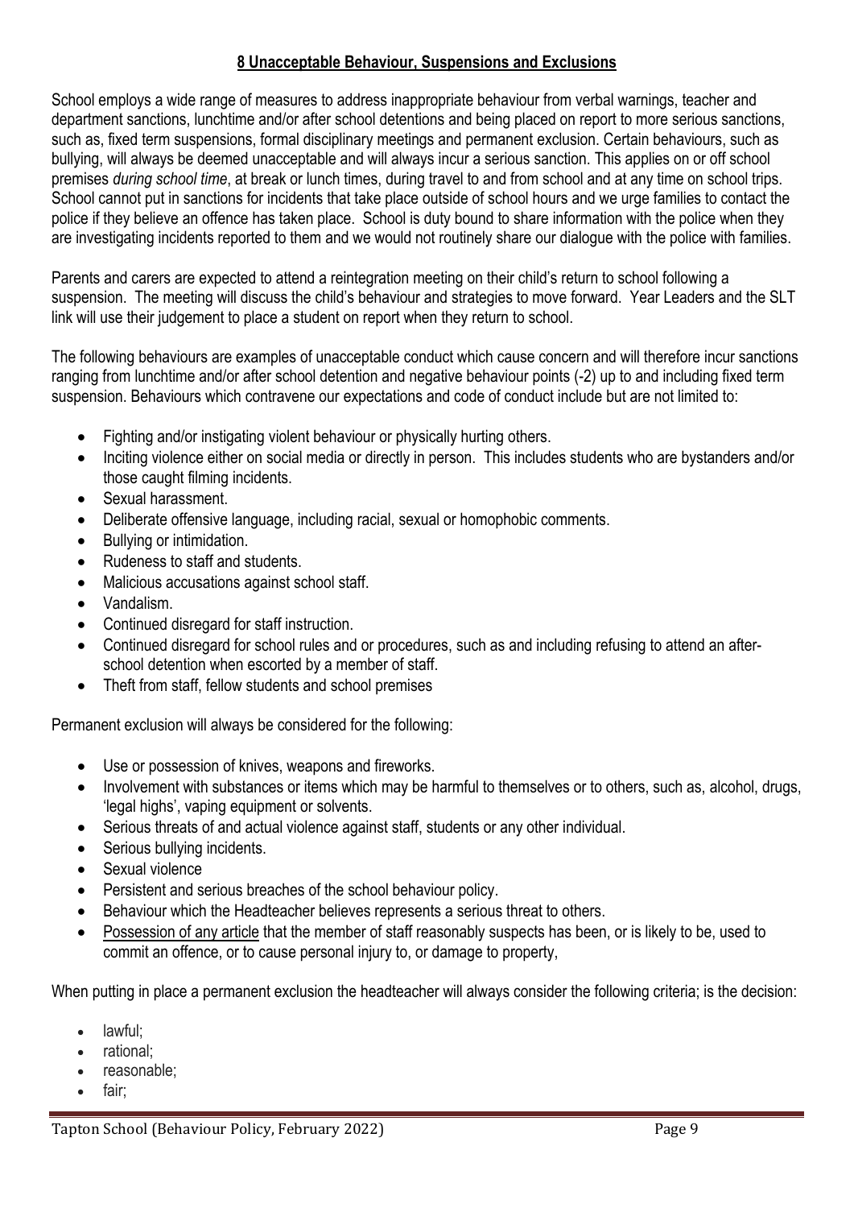## 8 Unacceptable Behaviour, Suspensions and Exclusions

School employs a wide range of measures to address inappropriate behaviour from verbal warnings, teacher and department sanctions, lunchtime and/or after school detentions and being placed on report to more serious sanctions, such as, fixed term suspensions, formal disciplinary meetings and permanent exclusion. Certain behaviours, such as bullying, will always be deemed unacceptable and will always incur a serious sanction. This applies on or off school premises *during school time*, at break or lunch times, during travel to and from school and at any time on school trips. School cannot put in sanctions for incidents that take place outside of school hours and we urge families to contact the police if they believe an offence has taken place. School is duty bound to share information with the police when they are investigating incidents reported to them and we would not routinely share our dialogue with the police with families.

Parents and carers are expected to attend a reintegration meeting on their child's return to school following a suspension. The meeting will discuss the child's behaviour and strategies to move forward. Year Leaders and the SLT link will use their judgement to place a student on report when they return to school.

The following behaviours are examples of unacceptable conduct which cause concern and will therefore incur sanctions ranging from lunchtime and/or after school detention and negative behaviour points (-2) up to and including fixed term suspension. Behaviours which contravene our expectations and code of conduct include but are not limited to:

- Fighting and/or instigating violent behaviour or physically hurting others.
- Inciting violence either on social media or directly in person. This includes students who are bystanders and/or those caught filming incidents.
- Sexual harassment.
- Deliberate offensive language, including racial, sexual or homophobic comments.
- Bullying or intimidation.
- Rudeness to staff and students.
- Malicious accusations against school staff.
- Vandalism.
- Continued disregard for staff instruction.
- Continued disregard for school rules and or procedures, such as and including refusing to attend an after-school detention when escorted by a member of staff.
- Theft from staff, fellow students and school premises

Permanent exclusion will always be considered for the following:

- Use or possession of knives, weapons and fireworks.
- Involvement with substances or items which may be harmful to themselves or to others, such as, alcohol, drugs, 'legal highs', vaping equipment or solvents.
- Serious threats of and actual violence against staff, students or any other individual.
- Serious bullying incidents.
- Sexual violence
- Persistent and serious breaches of the school behaviour policy.
- Behaviour which the Headteacher believes represents a serious threat to others.
- Possession of any article that the member of staff reasonably suspects has been, or is likely to be, used to commit an offence, or to cause personal injury to, or damage to property,

When putting in place a permanent exclusion the headteacher will always consider the following criteria; is the decision:

- lawful;
- rational;
- reasonable;
- fair;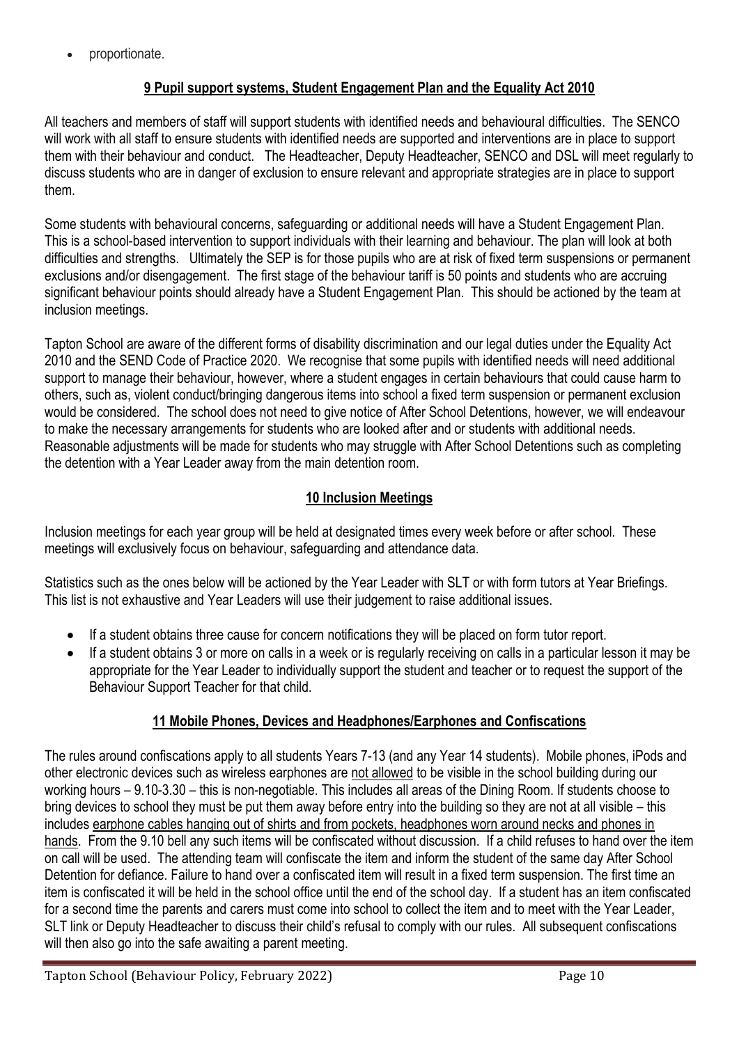- proportionate.

## 9 Pupil support systems, Student Engagement Plan and the Equality Act 2010

All teachers and members of staff will support students with identified needs and behavioural difficulties. The SENCO will work with all staff to ensure students with identified needs are supported and interventions are in place to support them with their behaviour and conduct. The Headteacher, Deputy Headteacher, SENCO and DSL will meet regularly to discuss students who are in danger of exclusion to ensure relevant and appropriate strategies are in place to support them.

Some students with behavioural concerns, safeguarding or additional needs will have a Student Engagement Plan. This is a school-based intervention to support individuals with their learning and behaviour. The plan will look at both difficulties and strengths. Ultimately the SEP is for those pupils who are at risk of fixed term suspensions or permanent exclusions and/or disengagement. The first stage of the behaviour tariff is 50 points and students who are accruing significant behaviour points should already have a Student Engagement Plan. This should be actioned by the team at inclusion meetings.

Tapton School are aware of the different forms of disability discrimination and our legal duties under the Equality Act 2010 and the SEND Code of Practice 2020. We recognise that some pupils with identified needs will need additional support to manage their behaviour, however, where a student engages in certain behaviours that could cause harm to others, such as, violent conduct/bringing dangerous items into school a fixed term suspension or permanent exclusion would be considered. The school does not need to give notice of After School Detentions, however, we will endeavour to make the necessary arrangements for students who are looked after and or students with additional needs. Reasonable adjustments will be made for students who may struggle with After School Detentions such as completing the detention with a Year Leader away from the main detention room.

## 10 Inclusion Meetings

Inclusion meetings for each year group will be held at designated times every week before or after school. These meetings will exclusively focus on behaviour, safeguarding and attendance data.

Statistics such as the ones below will be actioned by the Year Leader with SLT or with form tutors at Year Briefings. This list is not exhaustive and Year Leaders will use their judgement to raise additional issues.

- If a student obtains three cause for concern notifications they will be placed on form tutor report.
- If a student obtains 3 or more on calls in a week or is regularly receiving on calls in a particular lesson it may be appropriate for the Year Leader to individually support the student and teacher or to request the support of the Behaviour Support Teacher for that child.

## 11 Mobile Phones, Devices and Headphones/Earphones and Confiscations

The rules around confiscations apply to all students Years 7-13 (and any Year 14 students). Mobile phones, iPods and other electronic devices such as wireless earphones are not allowed to be visible in the school building during our working hours – 9.10-3.30 – this is non-negotiable. This includes all areas of the Dining Room. If students choose to bring devices to school they must be put them away before entry into the building so they are not at all visible – this includes earphone cables hanging out of shirts and from pockets, headphones worn around necks and phones in hands. From the 9.10 bell any such items will be confiscated without discussion. If a child refuses to hand over the item on call will be used. The attending team will confiscate the item and inform the student of the same day After School Detention for defiance. Failure to hand over a confiscated item will result in a fixed term suspension. The first time an item is confiscated it will be held in the school office until the end of the school day. If a student has an item confiscated for a second time the parents and carers must come into school to collect the item and to meet with the Year Leader, SLT link or Deputy Headteacher to discuss their child's refusal to comply with our rules. All subsequent confiscations will then also go into the safe awaiting a parent meeting.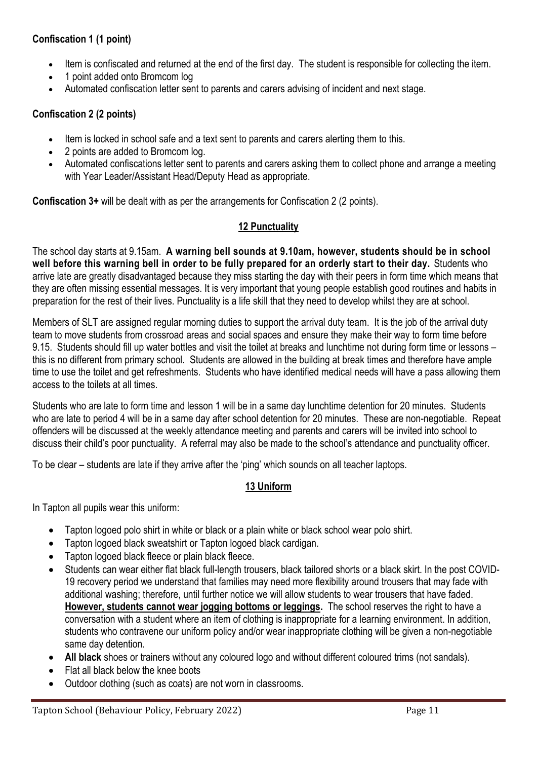**Confiscation 1 (1 point)**

- Item is confiscated and returned at the end of the first day. The student is responsible for collecting the item.
- 1 point added onto Bromcom log
- Automated confiscation letter sent to parents and carers advising of incident and next stage.

**Confiscation 2 (2 points)**

- Item is locked in school safe and a text sent to parents and carers alerting them to this.
- 2 points are added to Bromcom log.
- Automated confiscations letter sent to parents and carers asking them to collect phone and arrange a meeting with Year Leader/Assistant Head/Deputy Head as appropriate.

**Confiscation 3+** will be dealt with as per the arrangements for Confiscation 2 (2 points).

## 12 Punctuality

The school day starts at 9.15am. **A warning bell sounds at 9.10am, however, students should be in school well before this warning bell in order to be fully prepared for an orderly start to their day.** Students who arrive late are greatly disadvantaged because they miss starting the day with their peers in form time which means that they are often missing essential messages. It is very important that young people establish good routines and habits in preparation for the rest of their lives. Punctuality is a life skill that they need to develop whilst they are at school.

Members of SLT are assigned regular morning duties to support the arrival duty team. It is the job of the arrival duty team to move students from crossroad areas and social spaces and ensure they make their way to form time before 9.15. Students should fill up water bottles and visit the toilet at breaks and lunchtime not during form time or lessons – this is no different from primary school. Students are allowed in the building at break times and therefore have ample time to use the toilet and get refreshments. Students who have identified medical needs will have a pass allowing them access to the toilets at all times.

Students who are late to form time and lesson 1 will be in a same day lunchtime detention for 20 minutes. Students who are late to period 4 will be in a same day after school detention for 20 minutes. These are non-negotiable. Repeat offenders will be discussed at the weekly attendance meeting and parents and carers will be invited into school to discuss their child's poor punctuality. A referral may also be made to the school's attendance and punctuality officer.

To be clear – students are late if they arrive after the 'ping' which sounds on all teacher laptops.

## 13 Uniform

In Tapton all pupils wear this uniform:

- Tapton logoed polo shirt in white or black or a plain white or black school wear polo shirt.
- Tapton logoed black sweatshirt or Tapton logoed black cardigan.
- Tapton logoed black fleece or plain black fleece.
- Students can wear either flat black full-length trousers, black tailored shorts or a black skirt. In the post COVID-19 recovery period we understand that families may need more flexibility around trousers that may fade with additional washing; therefore, until further notice we will allow students to wear trousers that have faded. **However, students cannot wear jogging bottoms or leggings.** The school reserves the right to have a conversation with a student where an item of clothing is inappropriate for a learning environment. In addition, students who contravene our uniform policy and/or wear inappropriate clothing will be given a non-negotiable same day detention.
- **All black** shoes or trainers without any coloured logo and without different coloured trims (not sandals).
- Flat all black below the knee boots
- Outdoor clothing (such as coats) are not worn in classrooms.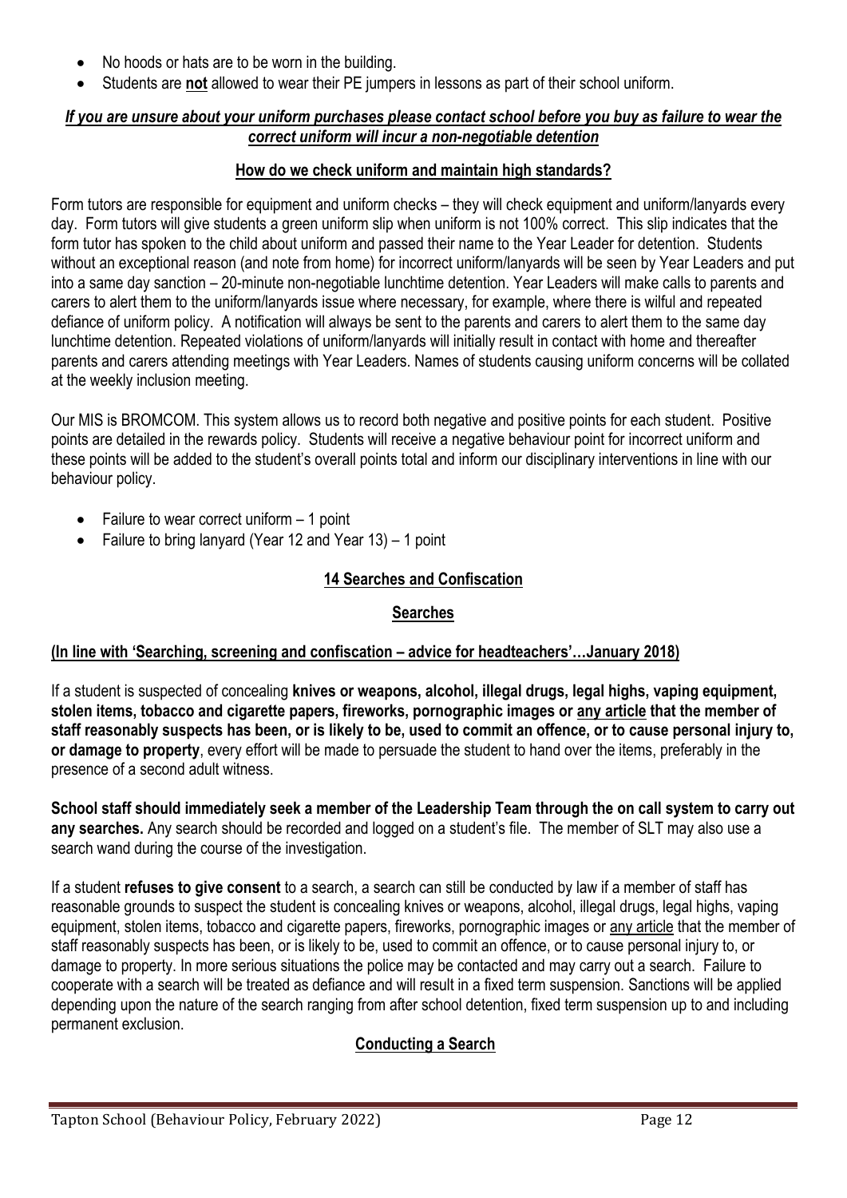- No hoods or hats are to be worn in the building.
- Students are **not** allowed to wear their PE jumpers in lessons as part of their school uniform.

***If you are unsure about your uniform purchases please contact school before you buy as failure to wear the correct uniform will incur a non-negotiable detention***

**How do we check uniform and maintain high standards?**

Form tutors are responsible for equipment and uniform checks – they will check equipment and uniform/lanyards every day. Form tutors will give students a green uniform slip when uniform is not 100% correct. This slip indicates that the form tutor has spoken to the child about uniform and passed their name to the Year Leader for detention. Students without an exceptional reason (and note from home) for incorrect uniform/lanyards will be seen by Year Leaders and put into a same day sanction – 20-minute non-negotiable lunchtime detention. Year Leaders will make calls to parents and carers to alert them to the uniform/lanyards issue where necessary, for example, where there is wilful and repeated defiance of uniform policy. A notification will always be sent to the parents and carers to alert them to the same day lunchtime detention. Repeated violations of uniform/lanyards will initially result in contact with home and thereafter parents and carers attending meetings with Year Leaders. Names of students causing uniform concerns will be collated at the weekly inclusion meeting.

Our MIS is BROMCOM. This system allows us to record both negative and positive points for each student. Positive points are detailed in the rewards policy. Students will receive a negative behaviour point for incorrect uniform and these points will be added to the student's overall points total and inform our disciplinary interventions in line with our behaviour policy.

- Failure to wear correct uniform – 1 point
- Failure to bring lanyard (Year 12 and Year 13) – 1 point

## 14 Searches and Confiscation

### Searches

**(In line with 'Searching, screening and confiscation – advice for headteachers'…January 2018)**

If a student is suspected of concealing **knives or weapons, alcohol, illegal drugs, legal highs, vaping equipment, stolen items, tobacco and cigarette papers, fireworks, pornographic images or any article that the member of staff reasonably suspects has been, or is likely to be, used to commit an offence, or to cause personal injury to, or damage to property**, every effort will be made to persuade the student to hand over the items, preferably in the presence of a second adult witness.

**School staff should immediately seek a member of the Leadership Team through the on call system to carry out any searches.** Any search should be recorded and logged on a student's file. The member of SLT may also use a search wand during the course of the investigation.

If a student **refuses to give consent** to a search, a search can still be conducted by law if a member of staff has reasonable grounds to suspect the student is concealing knives or weapons, alcohol, illegal drugs, legal highs, vaping equipment, stolen items, tobacco and cigarette papers, fireworks, pornographic images or any article that the member of staff reasonably suspects has been, or is likely to be, used to commit an offence, or to cause personal injury to, or damage to property. In more serious situations the police may be contacted and may carry out a search. Failure to cooperate with a search will be treated as defiance and will result in a fixed term suspension. Sanctions will be applied depending upon the nature of the search ranging from after school detention, fixed term suspension up to and including permanent exclusion.

### Conducting a Search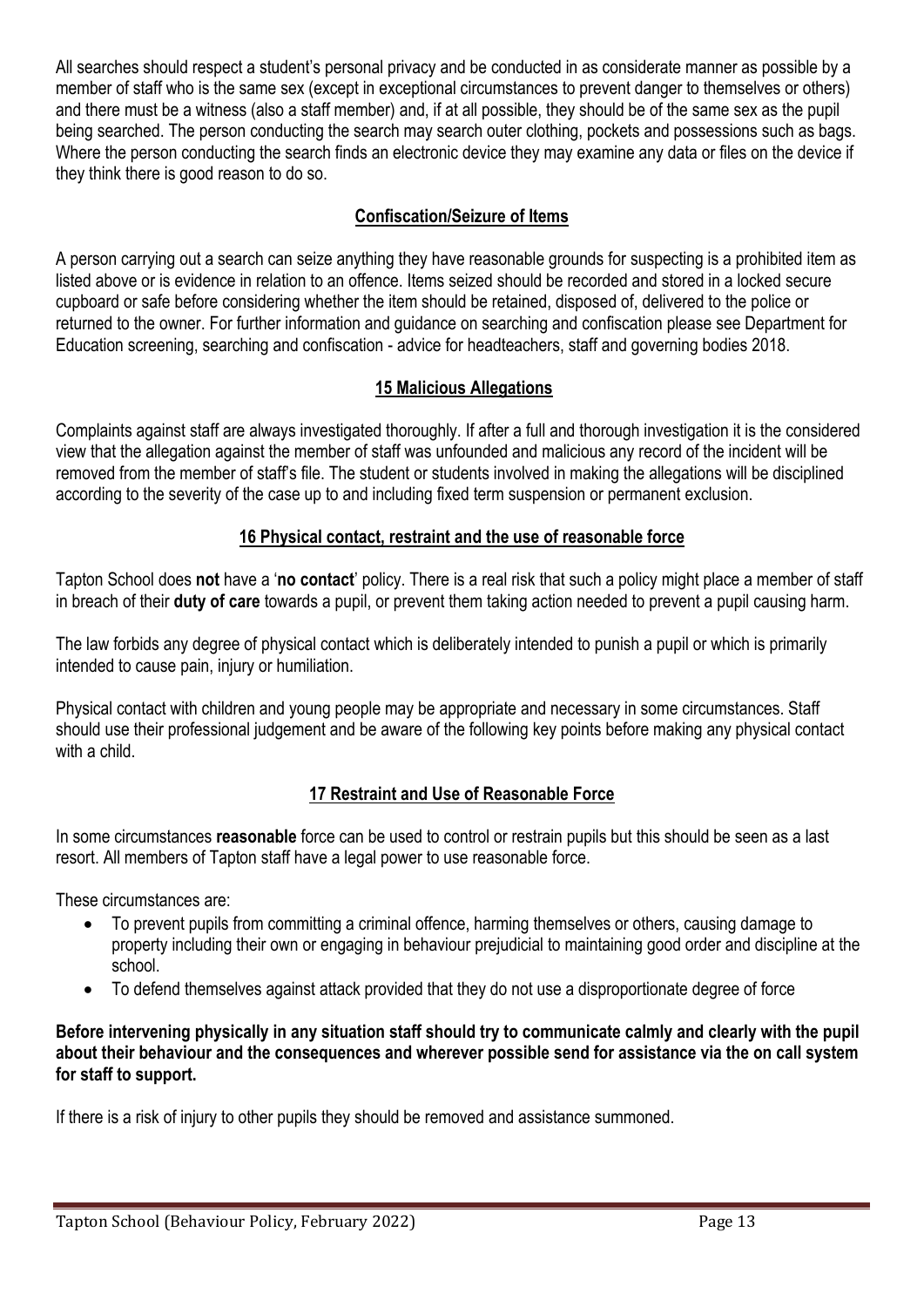All searches should respect a student's personal privacy and be conducted in as considerate manner as possible by a member of staff who is the same sex (except in exceptional circumstances to prevent danger to themselves or others) and there must be a witness (also a staff member) and, if at all possible, they should be of the same sex as the pupil being searched. The person conducting the search may search outer clothing, pockets and possessions such as bags. Where the person conducting the search finds an electronic device they may examine any data or files on the device if they think there is good reason to do so.

## Confiscation/Seizure of Items

A person carrying out a search can seize anything they have reasonable grounds for suspecting is a prohibited item as listed above or is evidence in relation to an offence. Items seized should be recorded and stored in a locked secure cupboard or safe before considering whether the item should be retained, disposed of, delivered to the police or returned to the owner. For further information and guidance on searching and confiscation please see Department for Education screening, searching and confiscation - advice for headteachers, staff and governing bodies 2018.

## 15 Malicious Allegations

Complaints against staff are always investigated thoroughly. If after a full and thorough investigation it is the considered view that the allegation against the member of staff was unfounded and malicious any record of the incident will be removed from the member of staff's file. The student or students involved in making the allegations will be disciplined according to the severity of the case up to and including fixed term suspension or permanent exclusion.

## 16 Physical contact, restraint and the use of reasonable force

Tapton School does **not** have a '**no contact**' policy. There is a real risk that such a policy might place a member of staff in breach of their **duty of care** towards a pupil, or prevent them taking action needed to prevent a pupil causing harm.

The law forbids any degree of physical contact which is deliberately intended to punish a pupil or which is primarily intended to cause pain, injury or humiliation.

Physical contact with children and young people may be appropriate and necessary in some circumstances. Staff should use their professional judgement and be aware of the following key points before making any physical contact with a child.

## 17 Restraint and Use of Reasonable Force

In some circumstances **reasonable** force can be used to control or restrain pupils but this should be seen as a last resort. All members of Tapton staff have a legal power to use reasonable force.

These circumstances are:

- To prevent pupils from committing a criminal offence, harming themselves or others, causing damage to property including their own or engaging in behaviour prejudicial to maintaining good order and discipline at the school.
- To defend themselves against attack provided that they do not use a disproportionate degree of force

**Before intervening physically in any situation staff should try to communicate calmly and clearly with the pupil about their behaviour and the consequences and wherever possible send for assistance via the on call system for staff to support.**

If there is a risk of injury to other pupils they should be removed and assistance summoned.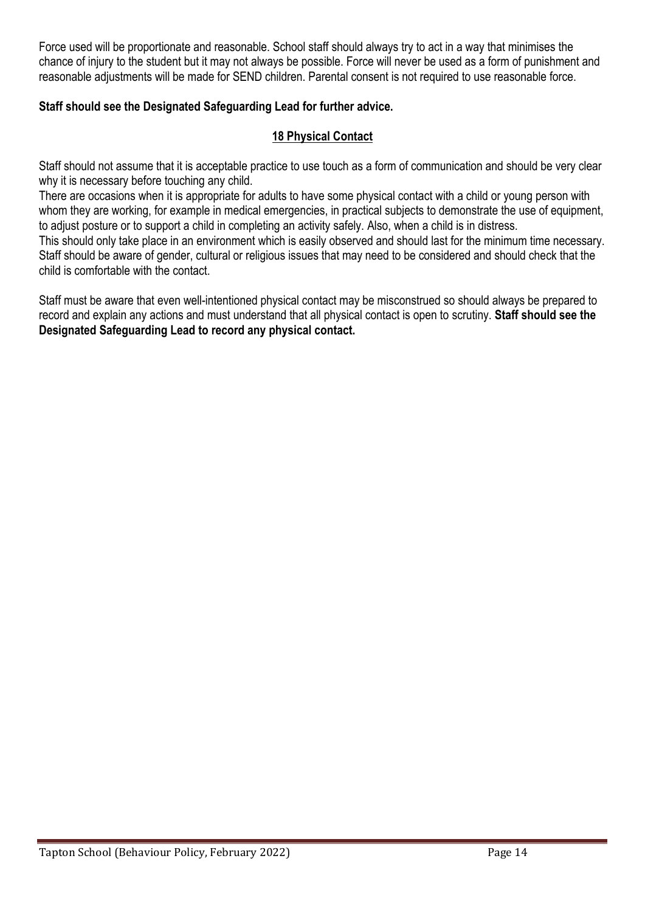Force used will be proportionate and reasonable. School staff should always try to act in a way that minimises the chance of injury to the student but it may not always be possible. Force will never be used as a form of punishment and reasonable adjustments will be made for SEND children. Parental consent is not required to use reasonable force.

**Staff should see the Designated Safeguarding Lead for further advice.**

## 18 Physical Contact

Staff should not assume that it is acceptable practice to use touch as a form of communication and should be very clear why it is necessary before touching any child.

There are occasions when it is appropriate for adults to have some physical contact with a child or young person with whom they are working, for example in medical emergencies, in practical subjects to demonstrate the use of equipment, to adjust posture or to support a child in completing an activity safely. Also, when a child is in distress.

This should only take place in an environment which is easily observed and should last for the minimum time necessary. Staff should be aware of gender, cultural or religious issues that may need to be considered and should check that the child is comfortable with the contact.

Staff must be aware that even well-intentioned physical contact may be misconstrued so should always be prepared to record and explain any actions and must understand that all physical contact is open to scrutiny. **Staff should see the Designated Safeguarding Lead to record any physical contact.**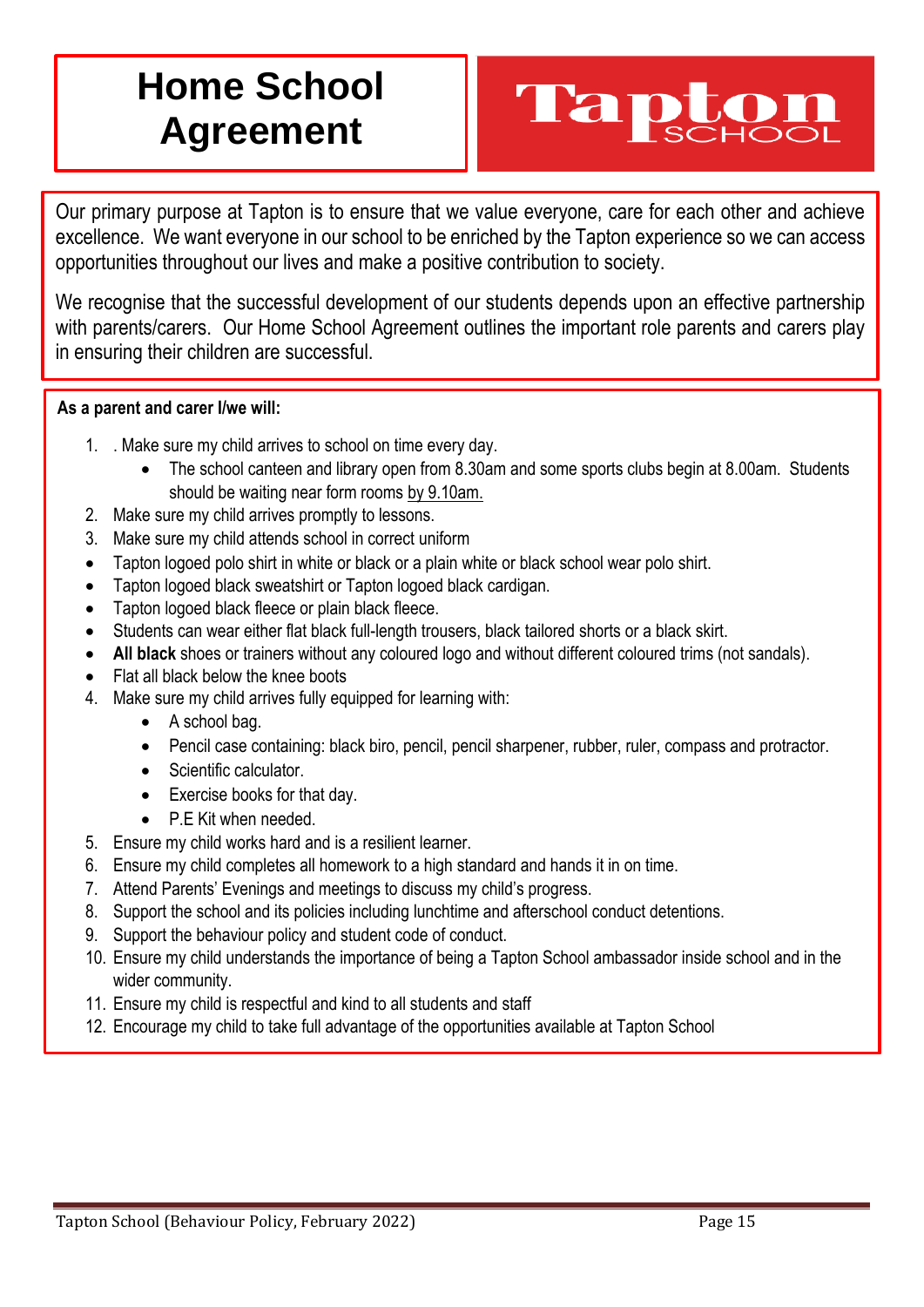# Home School Agreement

Tapton SCHOOL

Our primary purpose at Tapton is to ensure that we value everyone, care for each other and achieve excellence. We want everyone in our school to be enriched by the Tapton experience so we can access opportunities throughout our lives and make a positive contribution to society.

We recognise that the successful development of our students depends upon an effective partnership with parents/carers. Our Home School Agreement outlines the important role parents and carers play in ensuring their children are successful.

**As a parent and carer I/we will:**

1. . Make sure my child arrives to school on time every day.
    - The school canteen and library open from 8.30am and some sports clubs begin at 8.00am. Students should be waiting near form rooms by 9.10am.
2. Make sure my child arrives promptly to lessons.
3. Make sure my child attends school in correct uniform

- Tapton logoed polo shirt in white or black or a plain white or black school wear polo shirt.
- Tapton logoed black sweatshirt or Tapton logoed black cardigan.
- Tapton logoed black fleece or plain black fleece.
- Students can wear either flat black full-length trousers, black tailored shorts or a black skirt.
- **All black** shoes or trainers without any coloured logo and without different coloured trims (not sandals).
- Flat all black below the knee boots

4. Make sure my child arrives fully equipped for learning with:
    - A school bag.
    - Pencil case containing: black biro, pencil, pencil sharpener, rubber, ruler, compass and protractor.
    - Scientific calculator.
    - Exercise books for that day.
    - P.E Kit when needed.
5. Ensure my child works hard and is a resilient learner.
6. Ensure my child completes all homework to a high standard and hands it in on time.
7. Attend Parents' Evenings and meetings to discuss my child's progress.
8. Support the school and its policies including lunchtime and afterschool conduct detentions.
9. Support the behaviour policy and student code of conduct.
10. Ensure my child understands the importance of being a Tapton School ambassador inside school and in the wider community.
11. Ensure my child is respectful and kind to all students and staff
12. Encourage my child to take full advantage of the opportunities available at Tapton School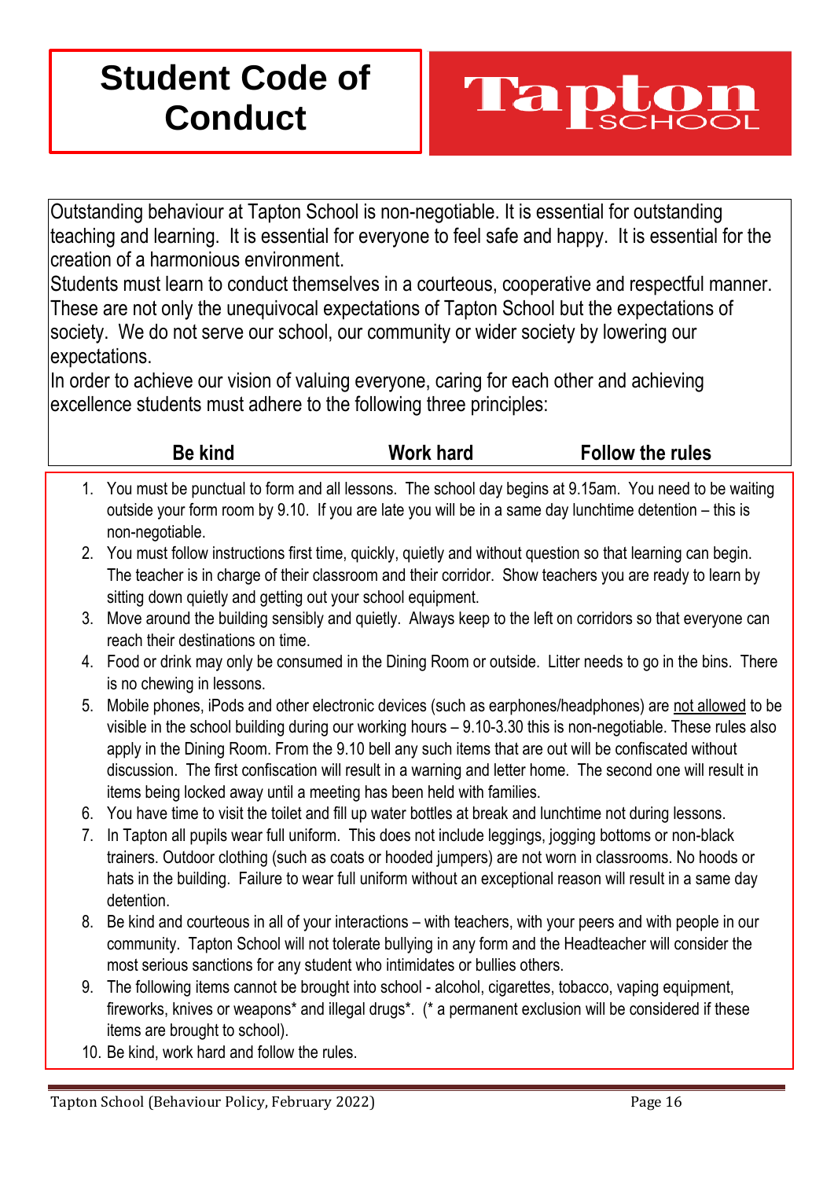# Student Code of Conduct

**Tapton SCHOOL**

Outstanding behaviour at Tapton School is non-negotiable. It is essential for outstanding teaching and learning. It is essential for everyone to feel safe and happy. It is essential for the creation of a harmonious environment.

Students must learn to conduct themselves in a courteous, cooperative and respectful manner. These are not only the unequivocal expectations of Tapton School but the expectations of society. We do not serve our school, our community or wider society by lowering our expectations.

In order to achieve our vision of valuing everyone, caring for each other and achieving excellence students must adhere to the following three principles:

**Be kind** **Work hard** **Follow the rules**

1. You must be punctual to form and all lessons. The school day begins at 9.15am. You need to be waiting outside your form room by 9.10. If you are late you will be in a same day lunchtime detention – this is non-negotiable.
2. You must follow instructions first time, quickly, quietly and without question so that learning can begin. The teacher is in charge of their classroom and their corridor. Show teachers you are ready to learn by sitting down quietly and getting out your school equipment.
3. Move around the building sensibly and quietly. Always keep to the left on corridors so that everyone can reach their destinations on time.
4. Food or drink may only be consumed in the Dining Room or outside. Litter needs to go in the bins. There is no chewing in lessons.
5. Mobile phones, iPods and other electronic devices (such as earphones/headphones) are <u>not allowed</u> to be visible in the school building during our working hours – 9.10-3.30 this is non-negotiable. These rules also apply in the Dining Room. From the 9.10 bell any such items that are out will be confiscated without discussion. The first confiscation will result in a warning and letter home. The second one will result in items being locked away until a meeting has been held with families.
6. You have time to visit the toilet and fill up water bottles at break and lunchtime not during lessons.
7. In Tapton all pupils wear full uniform. This does not include leggings, jogging bottoms or non-black trainers. Outdoor clothing (such as coats or hooded jumpers) are not worn in classrooms. No hoods or hats in the building. Failure to wear full uniform without an exceptional reason will result in a same day detention.
8. Be kind and courteous in all of your interactions – with teachers, with your peers and with people in our community. Tapton School will not tolerate bullying in any form and the Headteacher will consider the most serious sanctions for any student who intimidates or bullies others.
9. The following items cannot be brought into school - alcohol, cigarettes, tobacco, vaping equipment, fireworks, knives or weapons* and illegal drugs*. (* a permanent exclusion will be considered if these items are brought to school).
10. Be kind, work hard and follow the rules.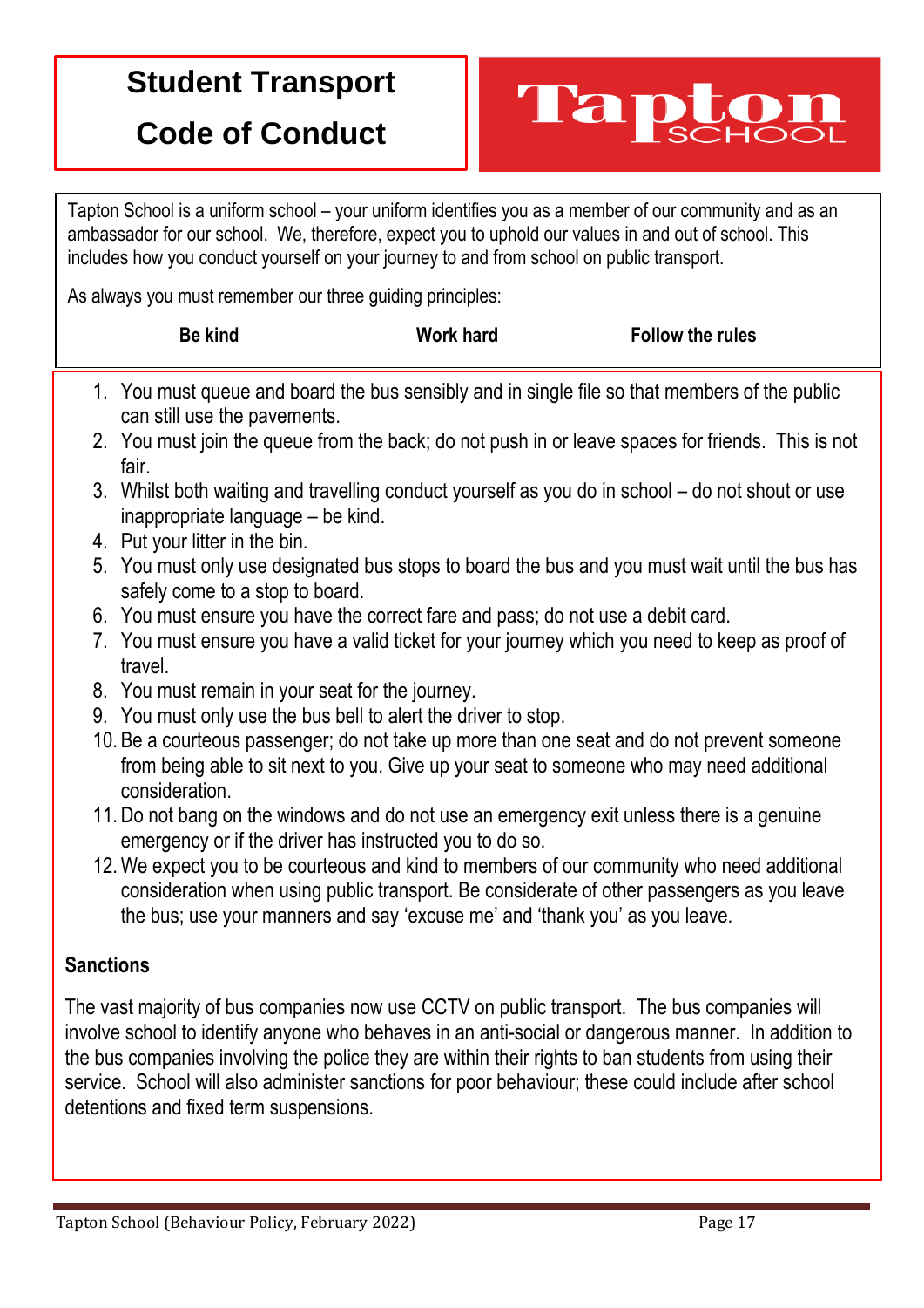# Student Transport Code of Conduct

Tapton School

Tapton School is a uniform school – your uniform identifies you as a member of our community and as an ambassador for our school. We, therefore, expect you to uphold our values in and out of school. This includes how you conduct yourself on your journey to and from school on public transport.

As always you must remember our three guiding principles:

**Be kind** **Work hard** **Follow the rules**

1. You must queue and board the bus sensibly and in single file so that members of the public can still use the pavements.
2. You must join the queue from the back; do not push in or leave spaces for friends. This is not fair.
3. Whilst both waiting and travelling conduct yourself as you do in school – do not shout or use inappropriate language – be kind.
4. Put your litter in the bin.
5. You must only use designated bus stops to board the bus and you must wait until the bus has safely come to a stop to board.
6. You must ensure you have the correct fare and pass; do not use a debit card.
7. You must ensure you have a valid ticket for your journey which you need to keep as proof of travel.
8. You must remain in your seat for the journey.
9. You must only use the bus bell to alert the driver to stop.
10. Be a courteous passenger; do not take up more than one seat and do not prevent someone from being able to sit next to you. Give up your seat to someone who may need additional consideration.
11. Do not bang on the windows and do not use an emergency exit unless there is a genuine emergency or if the driver has instructed you to do so.
12. We expect you to be courteous and kind to members of our community who need additional consideration when using public transport. Be considerate of other passengers as you leave the bus; use your manners and say 'excuse me' and 'thank you' as you leave.

## Sanctions

The vast majority of bus companies now use CCTV on public transport. The bus companies will involve school to identify anyone who behaves in an anti-social or dangerous manner. In addition to the bus companies involving the police they are within their rights to ban students from using their service. School will also administer sanctions for poor behaviour; these could include after school detentions and fixed term suspensions.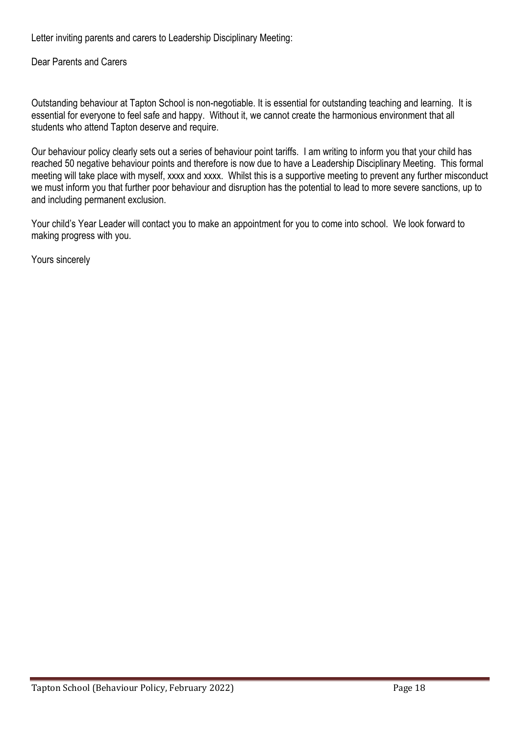Letter inviting parents and carers to Leadership Disciplinary Meeting:

Dear Parents and Carers

Outstanding behaviour at Tapton School is non-negotiable. It is essential for outstanding teaching and learning. It is essential for everyone to feel safe and happy. Without it, we cannot create the harmonious environment that all students who attend Tapton deserve and require.

Our behaviour policy clearly sets out a series of behaviour point tariffs. I am writing to inform you that your child has reached 50 negative behaviour points and therefore is now due to have a Leadership Disciplinary Meeting. This formal meeting will take place with myself, xxxx and xxxx. Whilst this is a supportive meeting to prevent any further misconduct we must inform you that further poor behaviour and disruption has the potential to lead to more severe sanctions, up to and including permanent exclusion.

Your child's Year Leader will contact you to make an appointment for you to come into school. We look forward to making progress with you.

Yours sincerely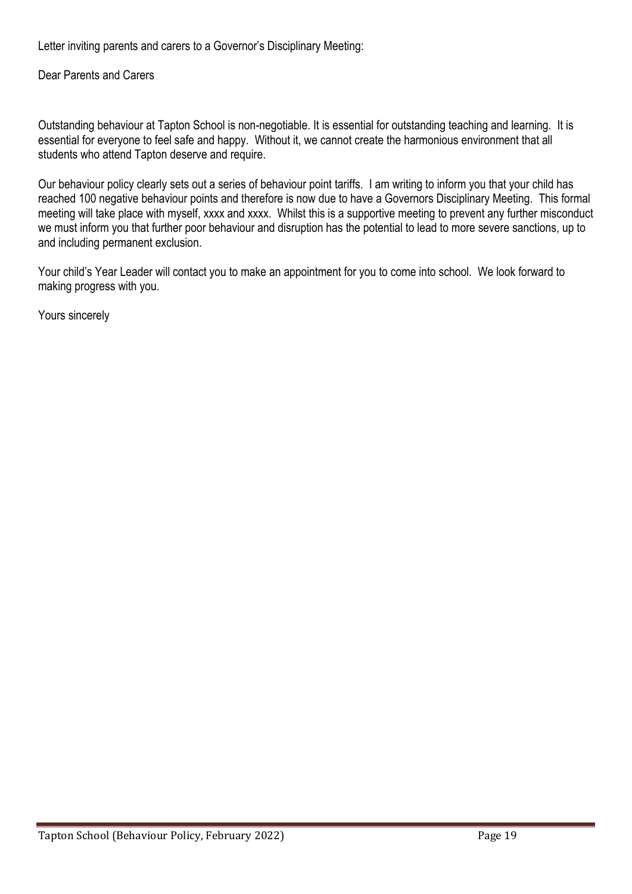Letter inviting parents and carers to a Governor's Disciplinary Meeting:

Dear Parents and Carers

Outstanding behaviour at Tapton School is non-negotiable. It is essential for outstanding teaching and learning. It is essential for everyone to feel safe and happy. Without it, we cannot create the harmonious environment that all students who attend Tapton deserve and require.

Our behaviour policy clearly sets out a series of behaviour point tariffs. I am writing to inform you that your child has reached 100 negative behaviour points and therefore is now due to have a Governors Disciplinary Meeting. This formal meeting will take place with myself, xxxx and xxxx. Whilst this is a supportive meeting to prevent any further misconduct we must inform you that further poor behaviour and disruption has the potential to lead to more severe sanctions, up to and including permanent exclusion.

Your child's Year Leader will contact you to make an appointment for you to come into school. We look forward to making progress with you.

Yours sincerely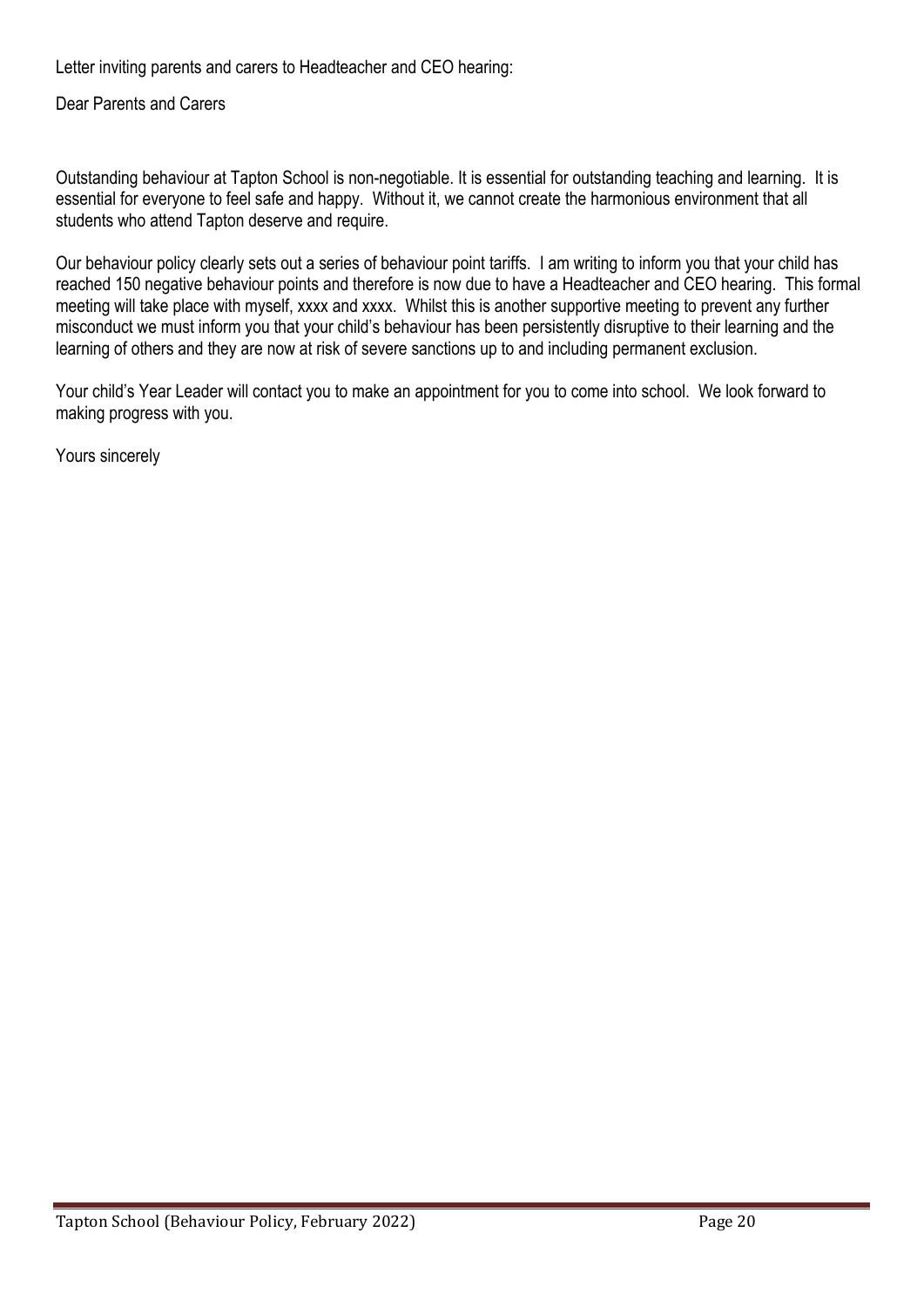Letter inviting parents and carers to Headteacher and CEO hearing:

Dear Parents and Carers

Outstanding behaviour at Tapton School is non-negotiable. It is essential for outstanding teaching and learning. It is essential for everyone to feel safe and happy. Without it, we cannot create the harmonious environment that all students who attend Tapton deserve and require.

Our behaviour policy clearly sets out a series of behaviour point tariffs. I am writing to inform you that your child has reached 150 negative behaviour points and therefore is now due to have a Headteacher and CEO hearing. This formal meeting will take place with myself, xxxx and xxxx. Whilst this is another supportive meeting to prevent any further misconduct we must inform you that your child's behaviour has been persistently disruptive to their learning and the learning of others and they are now at risk of severe sanctions up to and including permanent exclusion.

Your child's Year Leader will contact you to make an appointment for you to come into school. We look forward to making progress with you.

Yours sincerely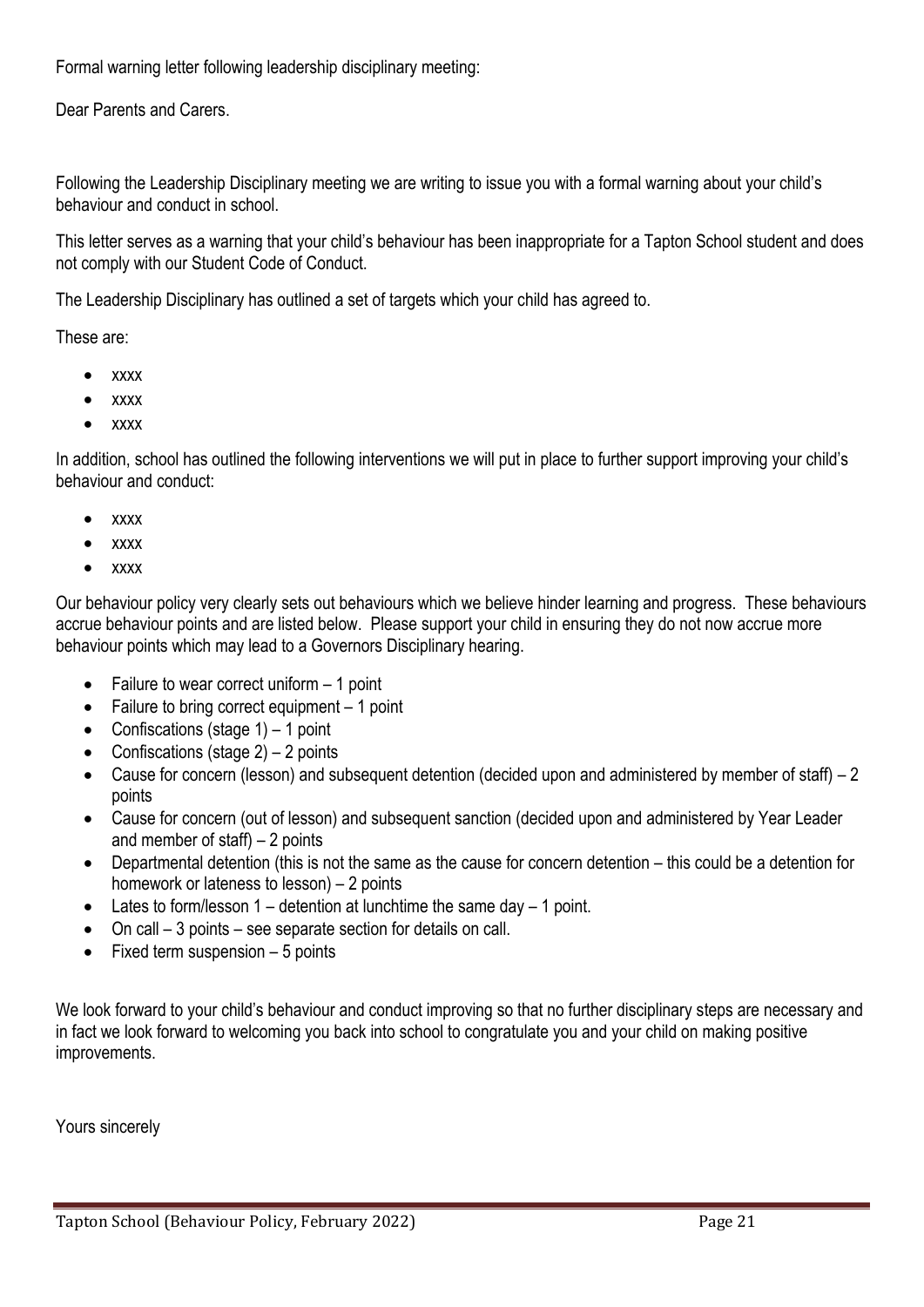Formal warning letter following leadership disciplinary meeting:

Dear Parents and Carers.

Following the Leadership Disciplinary meeting we are writing to issue you with a formal warning about your child's behaviour and conduct in school.

This letter serves as a warning that your child's behaviour has been inappropriate for a Tapton School student and does not comply with our Student Code of Conduct.

The Leadership Disciplinary has outlined a set of targets which your child has agreed to.

These are:

- xxxx
- xxxx
- xxxx

In addition, school has outlined the following interventions we will put in place to further support improving your child's behaviour and conduct:

- xxxx
- xxxx
- xxxx

Our behaviour policy very clearly sets out behaviours which we believe hinder learning and progress. These behaviours accrue behaviour points and are listed below. Please support your child in ensuring they do not now accrue more behaviour points which may lead to a Governors Disciplinary hearing.

- Failure to wear correct uniform – 1 point
- Failure to bring correct equipment – 1 point
- Confiscations (stage 1) – 1 point
- Confiscations (stage 2) – 2 points
- Cause for concern (lesson) and subsequent detention (decided upon and administered by member of staff) – 2 points
- Cause for concern (out of lesson) and subsequent sanction (decided upon and administered by Year Leader and member of staff) – 2 points
- Departmental detention (this is not the same as the cause for concern detention – this could be a detention for homework or lateness to lesson) – 2 points
- Lates to form/lesson 1 – detention at lunchtime the same day – 1 point.
- On call – 3 points – see separate section for details on call.
- Fixed term suspension – 5 points

We look forward to your child's behaviour and conduct improving so that no further disciplinary steps are necessary and in fact we look forward to welcoming you back into school to congratulate you and your child on making positive improvements.

Yours sincerely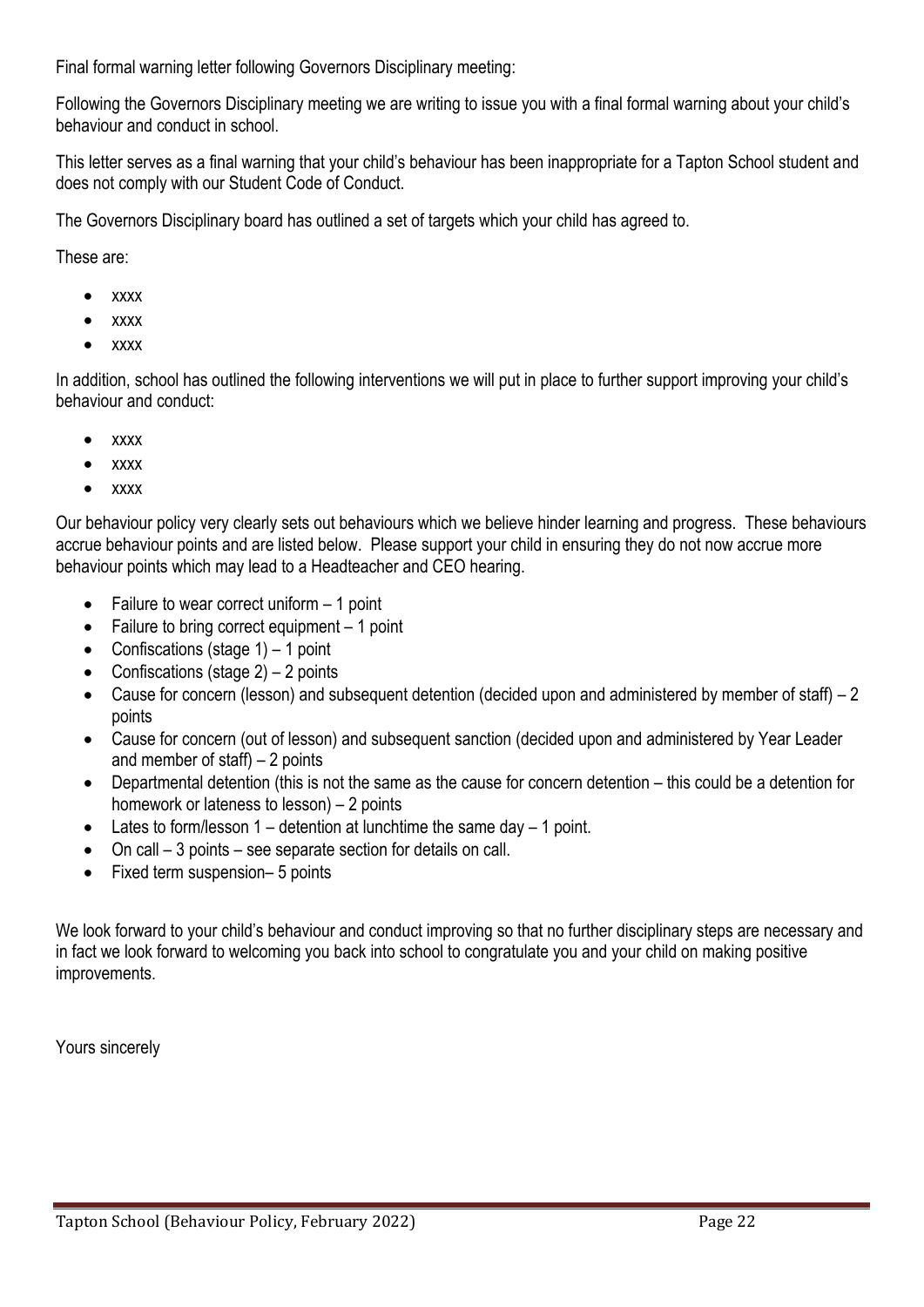Final formal warning letter following Governors Disciplinary meeting:

Following the Governors Disciplinary meeting we are writing to issue you with a final formal warning about your child's behaviour and conduct in school.

This letter serves as a final warning that your child's behaviour has been inappropriate for a Tapton School student and does not comply with our Student Code of Conduct.

The Governors Disciplinary board has outlined a set of targets which your child has agreed to.

These are:

- xxxx
- xxxx
- xxxx

In addition, school has outlined the following interventions we will put in place to further support improving your child's behaviour and conduct:

- xxxx
- xxxx
- xxxx

Our behaviour policy very clearly sets out behaviours which we believe hinder learning and progress. These behaviours accrue behaviour points and are listed below. Please support your child in ensuring they do not now accrue more behaviour points which may lead to a Headteacher and CEO hearing.

- Failure to wear correct uniform – 1 point
- Failure to bring correct equipment – 1 point
- Confiscations (stage 1) – 1 point
- Confiscations (stage 2) – 2 points
- Cause for concern (lesson) and subsequent detention (decided upon and administered by member of staff) – 2 points
- Cause for concern (out of lesson) and subsequent sanction (decided upon and administered by Year Leader and member of staff) – 2 points
- Departmental detention (this is not the same as the cause for concern detention – this could be a detention for homework or lateness to lesson) – 2 points
- Lates to form/lesson 1 – detention at lunchtime the same day – 1 point.
- On call – 3 points – see separate section for details on call.
- Fixed term suspension– 5 points

We look forward to your child's behaviour and conduct improving so that no further disciplinary steps are necessary and in fact we look forward to welcoming you back into school to congratulate you and your child on making positive improvements.

Yours sincerely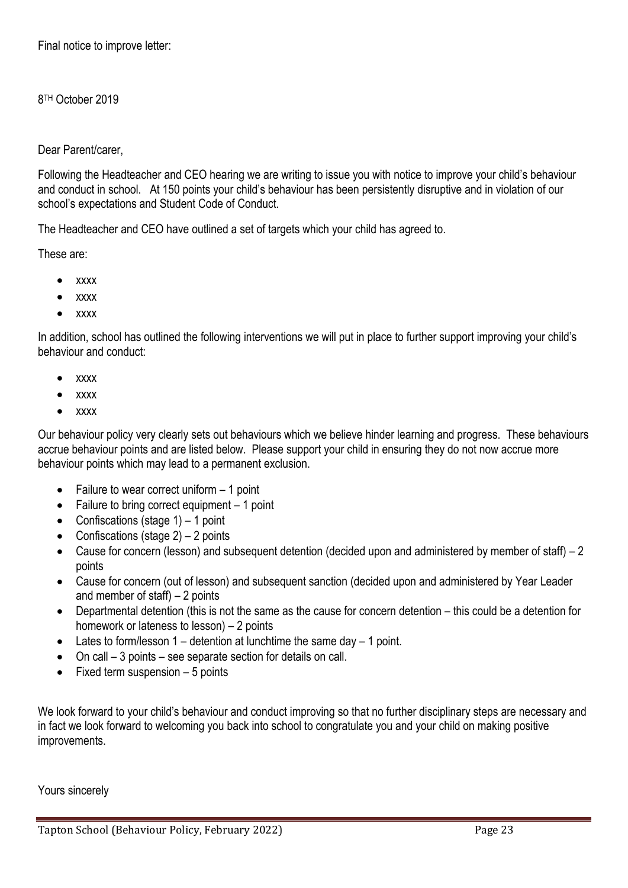Final notice to improve letter:

8TH October 2019

Dear Parent/carer,

Following the Headteacher and CEO hearing we are writing to issue you with notice to improve your child's behaviour and conduct in school. At 150 points your child's behaviour has been persistently disruptive and in violation of our school's expectations and Student Code of Conduct.

The Headteacher and CEO have outlined a set of targets which your child has agreed to.

These are:

- xxxx
- xxxx
- xxxx

In addition, school has outlined the following interventions we will put in place to further support improving your child's behaviour and conduct:

- xxxx
- xxxx
- xxxx

Our behaviour policy very clearly sets out behaviours which we believe hinder learning and progress. These behaviours accrue behaviour points and are listed below. Please support your child in ensuring they do not now accrue more behaviour points which may lead to a permanent exclusion.

- Failure to wear correct uniform – 1 point
- Failure to bring correct equipment – 1 point
- Confiscations (stage 1) – 1 point
- Confiscations (stage 2) – 2 points
- Cause for concern (lesson) and subsequent detention (decided upon and administered by member of staff) – 2 points
- Cause for concern (out of lesson) and subsequent sanction (decided upon and administered by Year Leader and member of staff) – 2 points
- Departmental detention (this is not the same as the cause for concern detention – this could be a detention for homework or lateness to lesson) – 2 points
- Lates to form/lesson 1 – detention at lunchtime the same day – 1 point.
- On call – 3 points – see separate section for details on call.
- Fixed term suspension – 5 points

We look forward to your child's behaviour and conduct improving so that no further disciplinary steps are necessary and in fact we look forward to welcoming you back into school to congratulate you and your child on making positive improvements.

Yours sincerely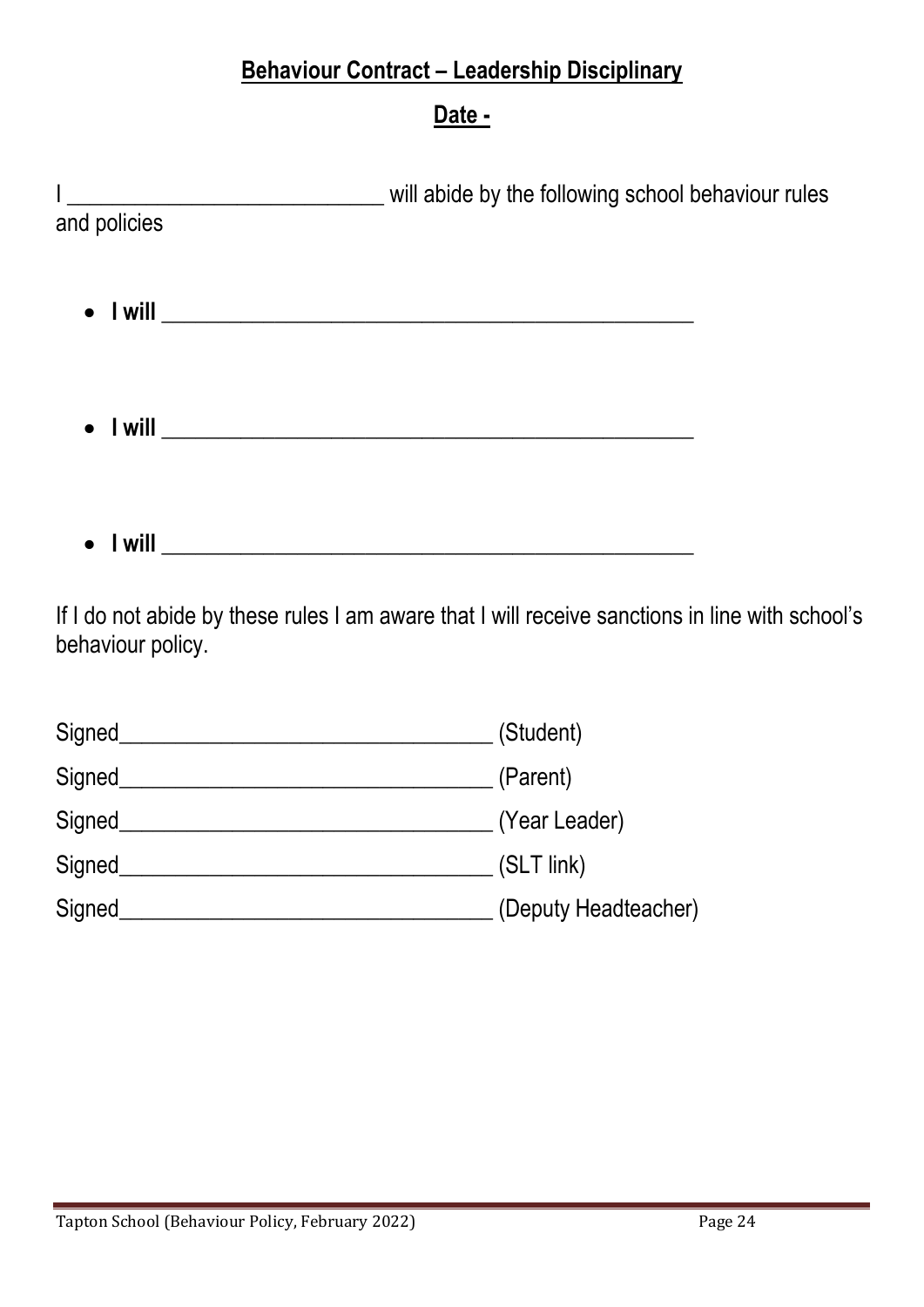## Behaviour Contract – Leadership Disciplinary

## Date -

I ____________________________ will abide by the following school behaviour rules and policies

- **I will** ________________________________________________

- **I will** ________________________________________________

- **I will** ________________________________________________

If I do not abide by these rules I am aware that I will receive sanctions in line with school's behaviour policy.

Signed_________________________________ (Student)

Signed_________________________________ (Parent)

Signed_________________________________ (Year Leader)

Signed_________________________________ (SLT link)

Signed_________________________________ (Deputy Headteacher)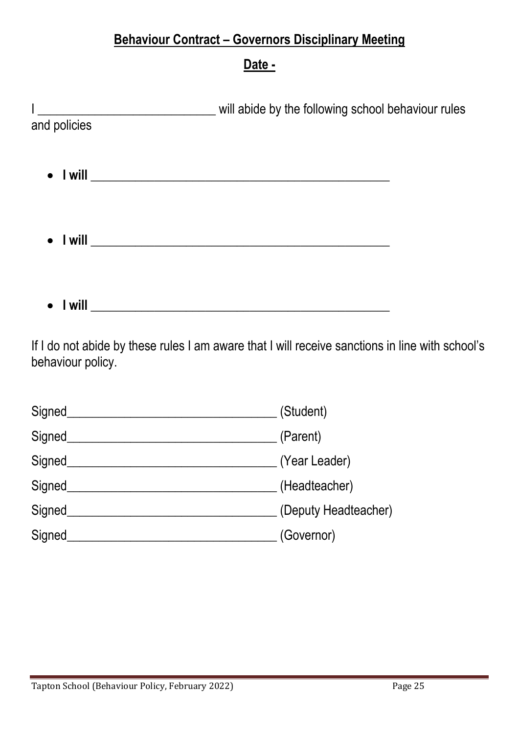**Behaviour Contract – Governors Disciplinary Meeting**

**Date -**

I ____________________________ will abide by the following school behaviour rules and policies

- **I will** ________________________________________________

- **I will** ________________________________________________

- **I will** ________________________________________________

If I do not abide by these rules I am aware that I will receive sanctions in line with school's behaviour policy.

Signed_________________________________ (Student)

Signed_________________________________ (Parent)

Signed_________________________________ (Year Leader)

Signed_________________________________ (Headteacher)

Signed_________________________________ (Deputy Headteacher)

Signed_________________________________ (Governor)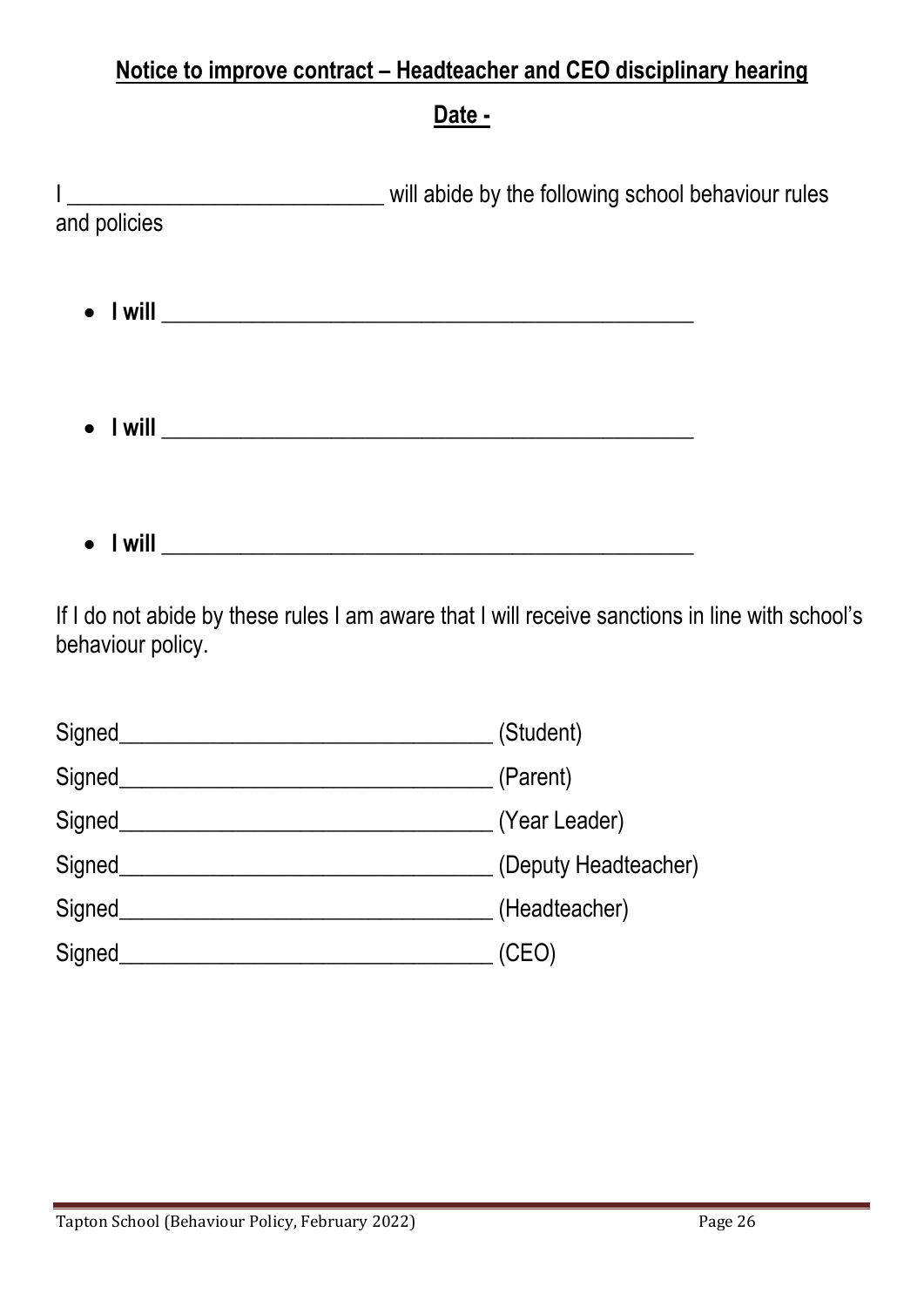**<u>Notice to improve contract – Headteacher and CEO disciplinary hearing</u>**

**<u>Date -</u>**

I ____________________________ will abide by the following school behaviour rules and policies

- **I will** ______________________________________________

- **I will** ______________________________________________

- **I will** ______________________________________________

If I do not abide by these rules I am aware that I will receive sanctions in line with school's behaviour policy.

Signed_________________________________ (Student)

Signed_________________________________ (Parent)

Signed_________________________________ (Year Leader)

Signed_________________________________ (Deputy Headteacher)

Signed_________________________________ (Headteacher)

Signed_________________________________ (CEO)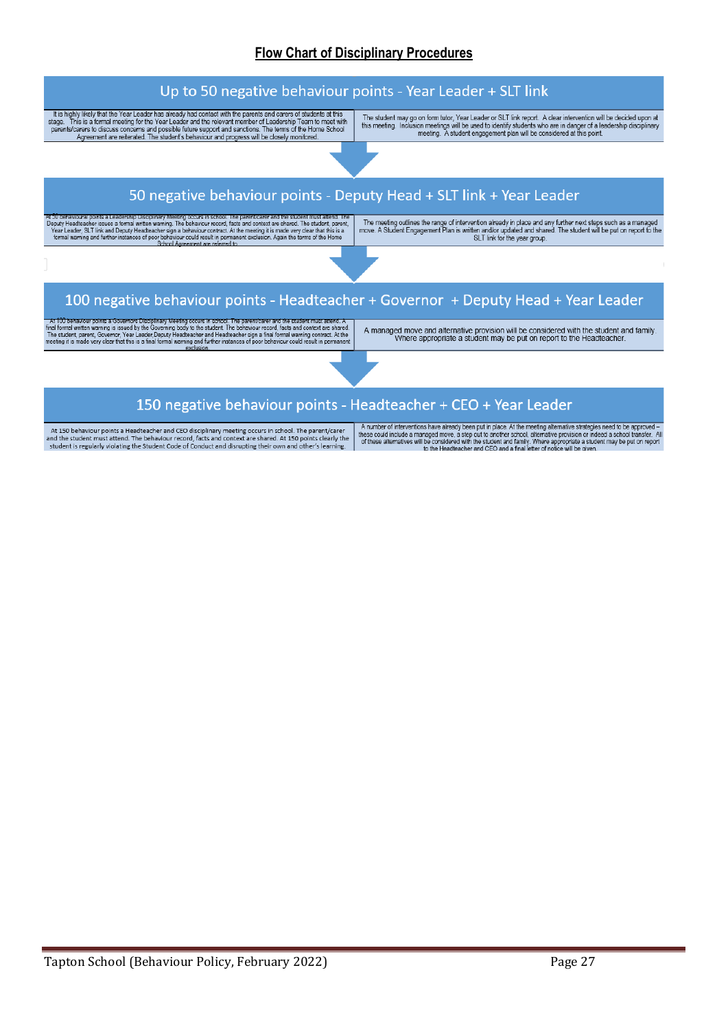## Flow Chart of Disciplinary Procedures

### Up to 50 negative behaviour points - Year Leader + SLT link

It is highly likely that the Year Leader has already had contact with the parents and carers of students at this stage. This is a formal meeting for the Year Leader and the relevant member of Leadership Team to meet with parents/carers to discuss concerns and possible future support and sanctions. The terms of the Home School Agreement are reiterated. The student's behaviour and progress will be closely monitored.

The student may go on form tutor, Year Leader or SLT link report. A clear intervention will be decided upon at this meeting. Inclusion meetings will be used to identify students who are in danger of a leadership disciplinary meeting. A student engagement plan will be considered at this point.

### 50 negative behaviour points - Deputy Head + SLT link + Year Leader

At 50 behavioural points a Leadership Disciplinary Meeting occurs in school. The parent/carer and the student must attend. The Deputy Headteacher issues a formal written warning. The behaviour record, facts and context are shared. The student, parent, Year Leader, SLT link and Deputy Headteacher sign a behaviour contract. At the meeting it is made very clear that this is a formal warning and further instances of poor behaviour could result in permanent exclusion. Again the terms of the Home School Agreement are referred to.

The meeting outlines the range of intervention already in place and any further next steps such as a managed move. A Student Engagement Plan is written and/or updated and shared. The student will be put on report to the SLT link for the year group.

### 100 negative behaviour points - Headteacher + Governor + Deputy Head + Year Leader

At 100 behaviour points a Governors Disciplinary Meeting occurs in school. The parent/carer and the student must attend. A final formal written warning is issued by the Governing body to the student. The behaviour record, facts and context are shared. The student, parent, Governor, Year Leader, Deputy Headteacher and Headteacher sign a final formal warning contract. At the meeting it is made very clear that this is a final formal warning and further instances of poor behaviour could result in permanent exclusion.

A managed move and alternative provision will be considered with the student and family. Where appropriate a student may be put on report to the Headteacher.

### 150 negative behaviour points - Headteacher + CEO + Year Leader

At 150 behaviour points a Headteacher and CEO disciplinary meeting occurs in school. The parent/carer and the student must attend. The behaviour record, facts and context are shared. At 150 points clearly the student is regularly violating the Student Code of Conduct and disrupting their own and other's learning.

A number of interventions have already been put in place. At the meeting alternative strategies need to be approved – these could include a managed move, a step out to another school, alternative provision or indeed a school transfer. All of these alternatives will be considered with the student and family. Where appropriate a student may be put on report to the Headteacher and CEO and a final letter of notice will be given.